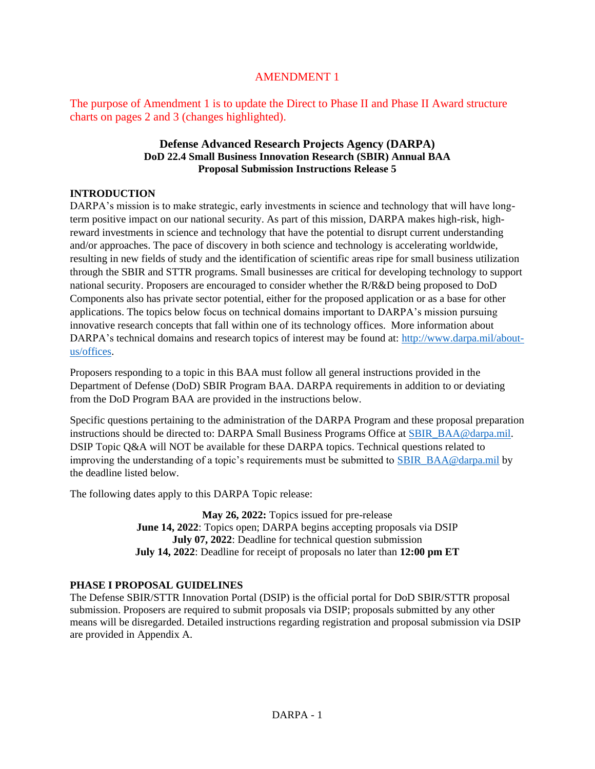AMENDMENT 1

The purpose of Amendment 1 is to update the Direct to Phase II and Phase II Award structure charts on pages 2 and 3 (changes highlighted).

**Defense Advanced Research Projects Agency (DARPA)**
**DoD 22.4 Small Business Innovation Research (SBIR) Annual BAA**
**Proposal Submission Instructions Release 5**

## INTRODUCTION

DARPA's mission is to make strategic, early investments in science and technology that will have long-term positive impact on our national security. As part of this mission, DARPA makes high-risk, high-reward investments in science and technology that have the potential to disrupt current understanding and/or approaches. The pace of discovery in both science and technology is accelerating worldwide, resulting in new fields of study and the identification of scientific areas ripe for small business utilization through the SBIR and STTR programs. Small businesses are critical for developing technology to support national security. Proposers are encouraged to consider whether the R/R&D being proposed to DoD Components also has private sector potential, either for the proposed application or as a base for other applications. The topics below focus on technical domains important to DARPA's mission pursuing innovative research concepts that fall within one of its technology offices. More information about DARPA's technical domains and research topics of interest may be found at: http://www.darpa.mil/about-us/offices.

Proposers responding to a topic in this BAA must follow all general instructions provided in the Department of Defense (DoD) SBIR Program BAA. DARPA requirements in addition to or deviating from the DoD Program BAA are provided in the instructions below.

Specific questions pertaining to the administration of the DARPA Program and these proposal preparation instructions should be directed to: DARPA Small Business Programs Office at SBIR_BAA@darpa.mil. DSIP Topic Q&A will NOT be available for these DARPA topics. Technical questions related to improving the understanding of a topic's requirements must be submitted to SBIR_BAA@darpa.mil by the deadline listed below.

The following dates apply to this DARPA Topic release:

**May 26, 2022:** Topics issued for pre-release
**June 14, 2022**: Topics open; DARPA begins accepting proposals via DSIP
**July 07, 2022**: Deadline for technical question submission
**July 14, 2022**: Deadline for receipt of proposals no later than **12:00 pm ET**

## PHASE I PROPOSAL GUIDELINES

The Defense SBIR/STTR Innovation Portal (DSIP) is the official portal for DoD SBIR/STTR proposal submission. Proposers are required to submit proposals via DSIP; proposals submitted by any other means will be disregarded. Detailed instructions regarding registration and proposal submission via DSIP are provided in Appendix A.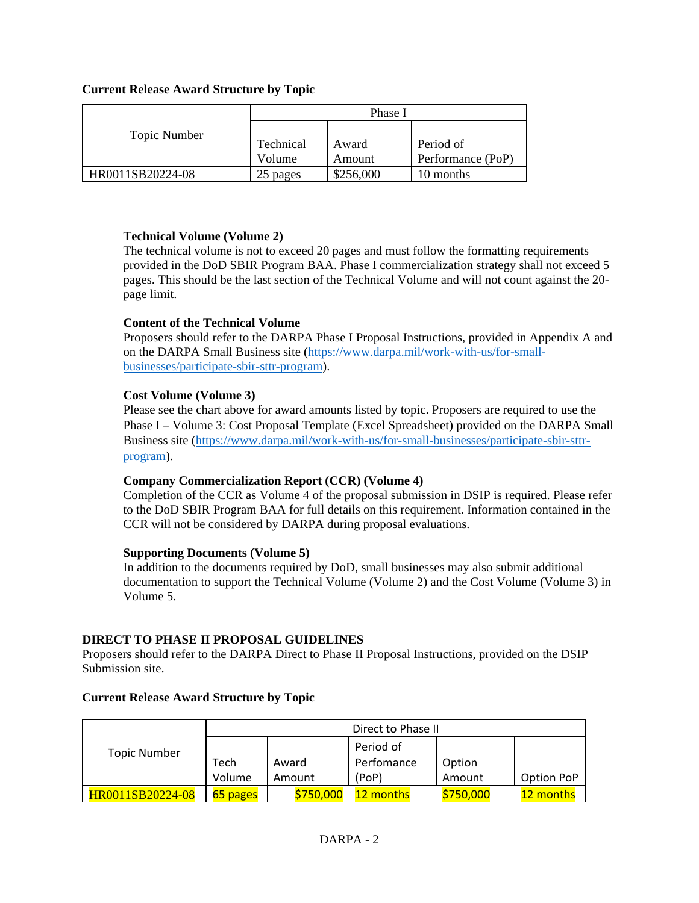**Current Release Award Structure by Topic**

| Topic Number | Phase I | | |
|---|---|---|---|
| | Technical Volume | Award Amount | Period of Performance (PoP) |
| HR0011SB20224-08 | 25 pages | $256,000 | 10 months |

**Technical Volume (Volume 2)**
The technical volume is not to exceed 20 pages and must follow the formatting requirements provided in the DoD SBIR Program BAA. Phase I commercialization strategy shall not exceed 5 pages. This should be the last section of the Technical Volume and will not count against the 20-page limit.

**Content of the Technical Volume**
Proposers should refer to the DARPA Phase I Proposal Instructions, provided in Appendix A and on the DARPA Small Business site (https://www.darpa.mil/work-with-us/for-small-businesses/participate-sbir-sttr-program).

**Cost Volume (Volume 3)**
Please see the chart above for award amounts listed by topic. Proposers are required to use the Phase I – Volume 3: Cost Proposal Template (Excel Spreadsheet) provided on the DARPA Small Business site (https://www.darpa.mil/work-with-us/for-small-businesses/participate-sbir-sttr-program).

**Company Commercialization Report (CCR) (Volume 4)**
Completion of the CCR as Volume 4 of the proposal submission in DSIP is required. Please refer to the DoD SBIR Program BAA for full details on this requirement. Information contained in the CCR will not be considered by DARPA during proposal evaluations.

**Supporting Documents (Volume 5)**
In addition to the documents required by DoD, small businesses may also submit additional documentation to support the Technical Volume (Volume 2) and the Cost Volume (Volume 3) in Volume 5.

**DIRECT TO PHASE II PROPOSAL GUIDELINES**
Proposers should refer to the DARPA Direct to Phase II Proposal Instructions, provided on the DSIP Submission site.

**Current Release Award Structure by Topic**

| Topic Number | Direct to Phase II | | | | |
|---|---|---|---|---|---|
| | Tech Volume | Award Amount | Period of Perfomance (PoP) | Option Amount | Option PoP |
| HR0011SB20224-08 | 65 pages | $750,000 | 12 months | $750,000 | 12 months |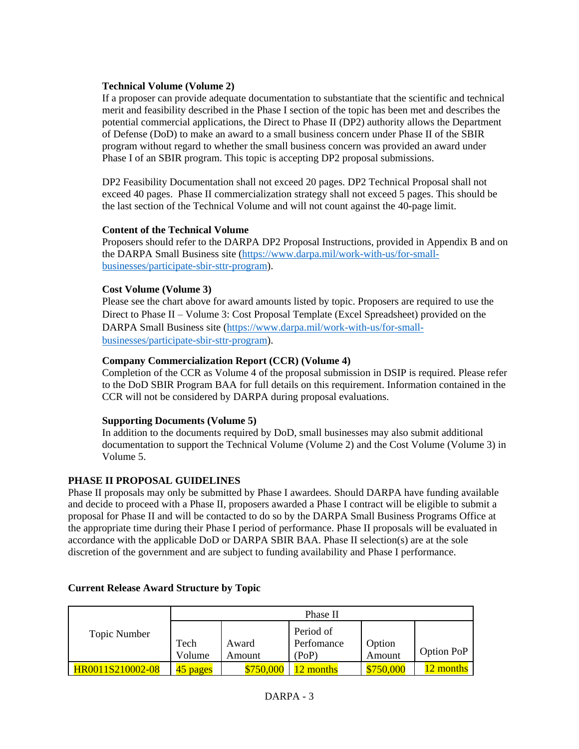**Technical Volume (Volume 2)**

If a proposer can provide adequate documentation to substantiate that the scientific and technical merit and feasibility described in the Phase I section of the topic has been met and describes the potential commercial applications, the Direct to Phase II (DP2) authority allows the Department of Defense (DoD) to make an award to a small business concern under Phase II of the SBIR program without regard to whether the small business concern was provided an award under Phase I of an SBIR program. This topic is accepting DP2 proposal submissions.

DP2 Feasibility Documentation shall not exceed 20 pages. DP2 Technical Proposal shall not exceed 40 pages. Phase II commercialization strategy shall not exceed 5 pages. This should be the last section of the Technical Volume and will not count against the 40-page limit.

**Content of the Technical Volume**

Proposers should refer to the DARPA DP2 Proposal Instructions, provided in Appendix B and on the DARPA Small Business site (https://www.darpa.mil/work-with-us/for-small-businesses/participate-sbir-sttr-program).

**Cost Volume (Volume 3)**

Please see the chart above for award amounts listed by topic. Proposers are required to use the Direct to Phase II – Volume 3: Cost Proposal Template (Excel Spreadsheet) provided on the DARPA Small Business site (https://www.darpa.mil/work-with-us/for-small-businesses/participate-sbir-sttr-program).

**Company Commercialization Report (CCR) (Volume 4)**

Completion of the CCR as Volume 4 of the proposal submission in DSIP is required. Please refer to the DoD SBIR Program BAA for full details on this requirement. Information contained in the CCR will not be considered by DARPA during proposal evaluations.

**Supporting Documents (Volume 5)**

In addition to the documents required by DoD, small businesses may also submit additional documentation to support the Technical Volume (Volume 2) and the Cost Volume (Volume 3) in Volume 5.

## PHASE II PROPOSAL GUIDELINES

Phase II proposals may only be submitted by Phase I awardees. Should DARPA have funding available and decide to proceed with a Phase II, proposers awarded a Phase I contract will be eligible to submit a proposal for Phase II and will be contacted to do so by the DARPA Small Business Programs Office at the appropriate time during their Phase I period of performance. Phase II proposals will be evaluated in accordance with the applicable DoD or DARPA SBIR BAA. Phase II selection(s) are at the sole discretion of the government and are subject to funding availability and Phase I performance.

**Current Release Award Structure by Topic**

| Topic Number | Phase II | | | | |
|---|---|---|---|---|---|
| | Tech Volume | Award Amount | Period of Perfomance (PoP) | Option Amount | Option PoP |
| HR0011S210002-08 | 45 pages | $750,000 | 12 months | $750,000 | 12 months |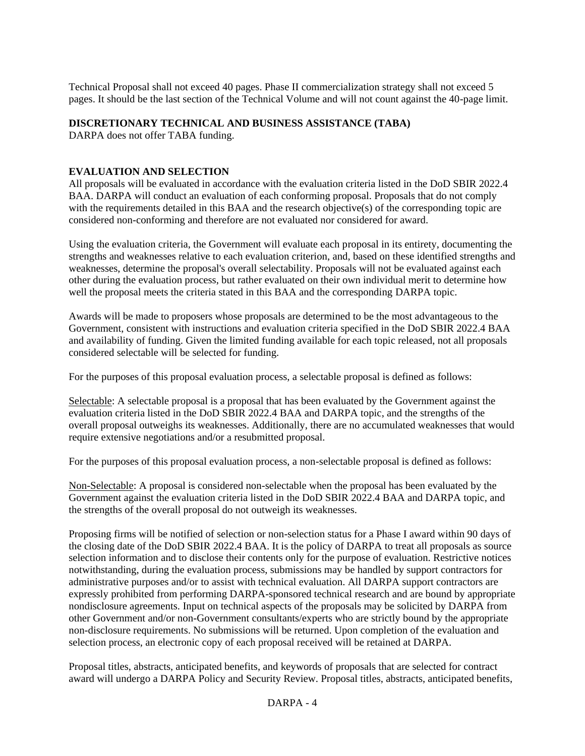Technical Proposal shall not exceed 40 pages. Phase II commercialization strategy shall not exceed 5 pages. It should be the last section of the Technical Volume and will not count against the 40-page limit.

**DISCRETIONARY TECHNICAL AND BUSINESS ASSISTANCE (TABA)**
DARPA does not offer TABA funding.

**EVALUATION AND SELECTION**
All proposals will be evaluated in accordance with the evaluation criteria listed in the DoD SBIR 2022.4 BAA. DARPA will conduct an evaluation of each conforming proposal. Proposals that do not comply with the requirements detailed in this BAA and the research objective(s) of the corresponding topic are considered non-conforming and therefore are not evaluated nor considered for award.

Using the evaluation criteria, the Government will evaluate each proposal in its entirety, documenting the strengths and weaknesses relative to each evaluation criterion, and, based on these identified strengths and weaknesses, determine the proposal's overall selectability. Proposals will not be evaluated against each other during the evaluation process, but rather evaluated on their own individual merit to determine how well the proposal meets the criteria stated in this BAA and the corresponding DARPA topic.

Awards will be made to proposers whose proposals are determined to be the most advantageous to the Government, consistent with instructions and evaluation criteria specified in the DoD SBIR 2022.4 BAA and availability of funding. Given the limited funding available for each topic released, not all proposals considered selectable will be selected for funding.

For the purposes of this proposal evaluation process, a selectable proposal is defined as follows:

Selectable: A selectable proposal is a proposal that has been evaluated by the Government against the evaluation criteria listed in the DoD SBIR 2022.4 BAA and DARPA topic, and the strengths of the overall proposal outweighs its weaknesses. Additionally, there are no accumulated weaknesses that would require extensive negotiations and/or a resubmitted proposal.

For the purposes of this proposal evaluation process, a non-selectable proposal is defined as follows:

Non-Selectable: A proposal is considered non-selectable when the proposal has been evaluated by the Government against the evaluation criteria listed in the DoD SBIR 2022.4 BAA and DARPA topic, and the strengths of the overall proposal do not outweigh its weaknesses.

Proposing firms will be notified of selection or non-selection status for a Phase I award within 90 days of the closing date of the DoD SBIR 2022.4 BAA. It is the policy of DARPA to treat all proposals as source selection information and to disclose their contents only for the purpose of evaluation. Restrictive notices notwithstanding, during the evaluation process, submissions may be handled by support contractors for administrative purposes and/or to assist with technical evaluation. All DARPA support contractors are expressly prohibited from performing DARPA-sponsored technical research and are bound by appropriate nondisclosure agreements. Input on technical aspects of the proposals may be solicited by DARPA from other Government and/or non-Government consultants/experts who are strictly bound by the appropriate non-disclosure requirements. No submissions will be returned. Upon completion of the evaluation and selection process, an electronic copy of each proposal received will be retained at DARPA.

Proposal titles, abstracts, anticipated benefits, and keywords of proposals that are selected for contract award will undergo a DARPA Policy and Security Review. Proposal titles, abstracts, anticipated benefits,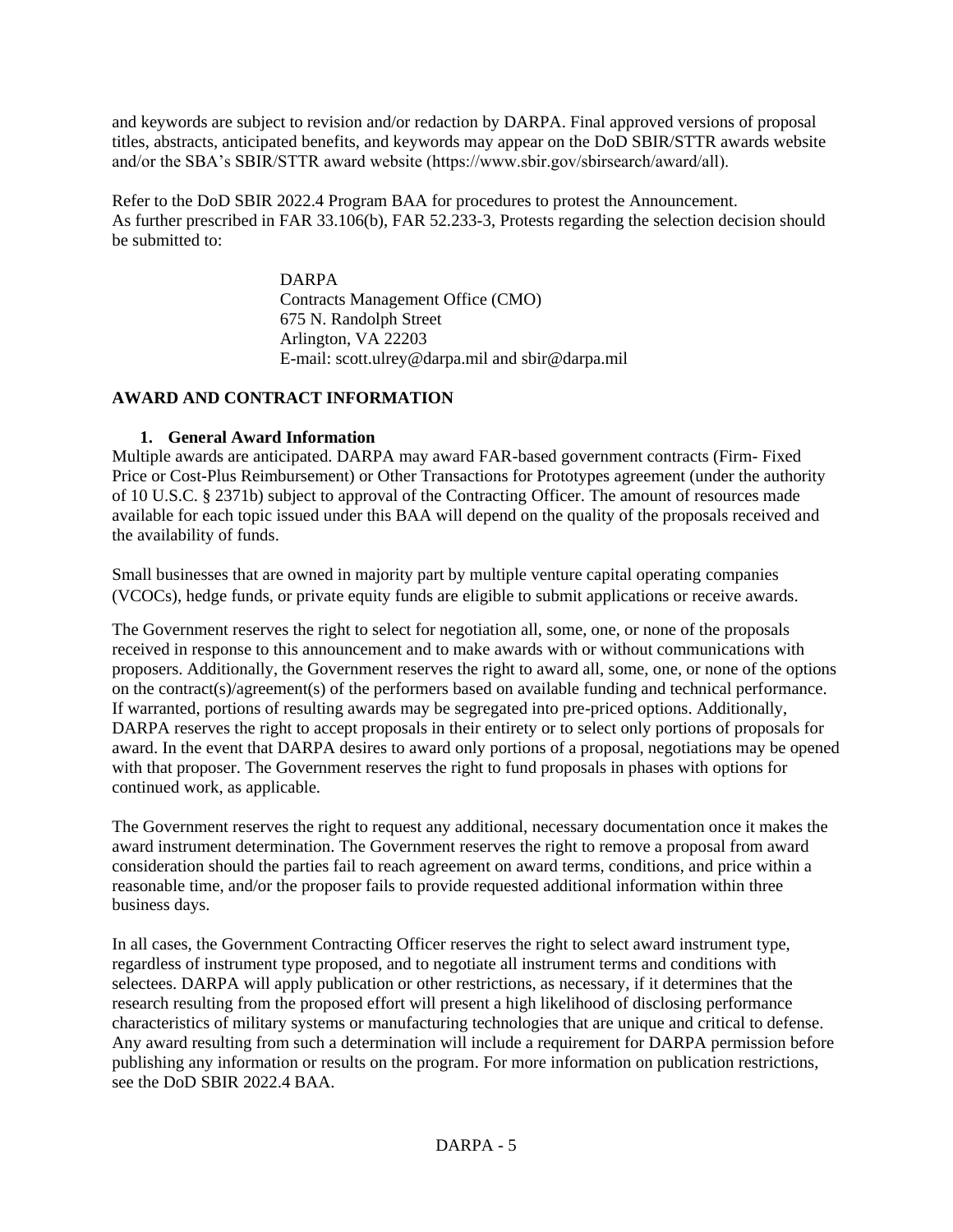and keywords are subject to revision and/or redaction by DARPA. Final approved versions of proposal titles, abstracts, anticipated benefits, and keywords may appear on the DoD SBIR/STTR awards website and/or the SBA's SBIR/STTR award website (https://www.sbir.gov/sbirsearch/award/all).

Refer to the DoD SBIR 2022.4 Program BAA for procedures to protest the Announcement. As further prescribed in FAR 33.106(b), FAR 52.233-3, Protests regarding the selection decision should be submitted to:

> DARPA
> Contracts Management Office (CMO)
> 675 N. Randolph Street
> Arlington, VA 22203
> E-mail: scott.ulrey@darpa.mil and sbir@darpa.mil

## AWARD AND CONTRACT INFORMATION

### 1. General Award Information

Multiple awards are anticipated. DARPA may award FAR-based government contracts (Firm- Fixed Price or Cost-Plus Reimbursement) or Other Transactions for Prototypes agreement (under the authority of 10 U.S.C. § 2371b) subject to approval of the Contracting Officer. The amount of resources made available for each topic issued under this BAA will depend on the quality of the proposals received and the availability of funds.

Small businesses that are owned in majority part by multiple venture capital operating companies (VCOCs), hedge funds, or private equity funds are eligible to submit applications or receive awards.

The Government reserves the right to select for negotiation all, some, one, or none of the proposals received in response to this announcement and to make awards with or without communications with proposers. Additionally, the Government reserves the right to award all, some, one, or none of the options on the contract(s)/agreement(s) of the performers based on available funding and technical performance. If warranted, portions of resulting awards may be segregated into pre-priced options. Additionally, DARPA reserves the right to accept proposals in their entirety or to select only portions of proposals for award. In the event that DARPA desires to award only portions of a proposal, negotiations may be opened with that proposer. The Government reserves the right to fund proposals in phases with options for continued work, as applicable.

The Government reserves the right to request any additional, necessary documentation once it makes the award instrument determination. The Government reserves the right to remove a proposal from award consideration should the parties fail to reach agreement on award terms, conditions, and price within a reasonable time, and/or the proposer fails to provide requested additional information within three business days.

In all cases, the Government Contracting Officer reserves the right to select award instrument type, regardless of instrument type proposed, and to negotiate all instrument terms and conditions with selectees. DARPA will apply publication or other restrictions, as necessary, if it determines that the research resulting from the proposed effort will present a high likelihood of disclosing performance characteristics of military systems or manufacturing technologies that are unique and critical to defense. Any award resulting from such a determination will include a requirement for DARPA permission before publishing any information or results on the program. For more information on publication restrictions, see the DoD SBIR 2022.4 BAA.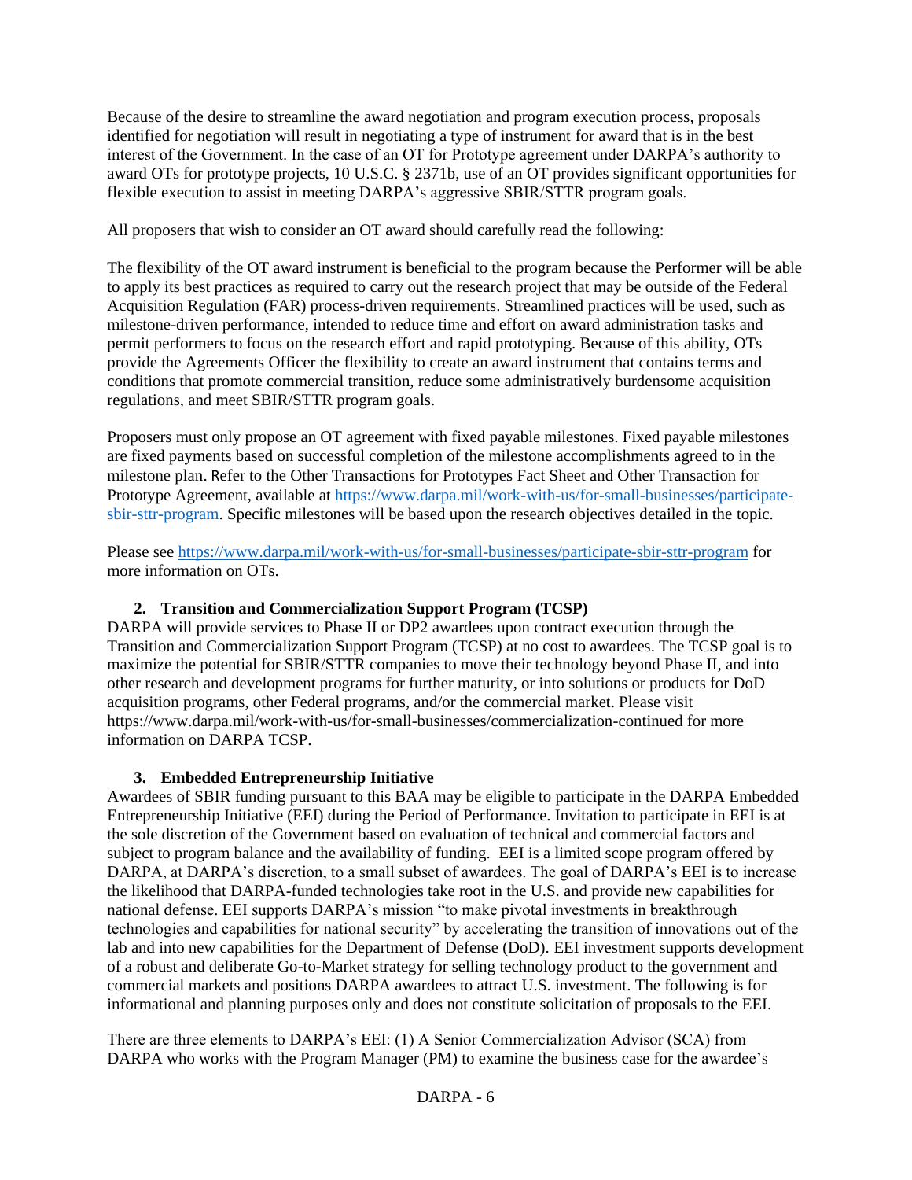Because of the desire to streamline the award negotiation and program execution process, proposals identified for negotiation will result in negotiating a type of instrument for award that is in the best interest of the Government. In the case of an OT for Prototype agreement under DARPA's authority to award OTs for prototype projects, 10 U.S.C. § 2371b, use of an OT provides significant opportunities for flexible execution to assist in meeting DARPA's aggressive SBIR/STTR program goals.

All proposers that wish to consider an OT award should carefully read the following:

The flexibility of the OT award instrument is beneficial to the program because the Performer will be able to apply its best practices as required to carry out the research project that may be outside of the Federal Acquisition Regulation (FAR) process-driven requirements. Streamlined practices will be used, such as milestone-driven performance, intended to reduce time and effort on award administration tasks and permit performers to focus on the research effort and rapid prototyping. Because of this ability, OTs provide the Agreements Officer the flexibility to create an award instrument that contains terms and conditions that promote commercial transition, reduce some administratively burdensome acquisition regulations, and meet SBIR/STTR program goals.

Proposers must only propose an OT agreement with fixed payable milestones. Fixed payable milestones are fixed payments based on successful completion of the milestone accomplishments agreed to in the milestone plan. Refer to the Other Transactions for Prototypes Fact Sheet and Other Transaction for Prototype Agreement, available at https://www.darpa.mil/work-with-us/for-small-businesses/participate-sbir-sttr-program. Specific milestones will be based upon the research objectives detailed in the topic.

Please see https://www.darpa.mil/work-with-us/for-small-businesses/participate-sbir-sttr-program for more information on OTs.

### 2. Transition and Commercialization Support Program (TCSP)

DARPA will provide services to Phase II or DP2 awardees upon contract execution through the Transition and Commercialization Support Program (TCSP) at no cost to awardees. The TCSP goal is to maximize the potential for SBIR/STTR companies to move their technology beyond Phase II, and into other research and development programs for further maturity, or into solutions or products for DoD acquisition programs, other Federal programs, and/or the commercial market. Please visit https://www.darpa.mil/work-with-us/for-small-businesses/commercialization-continued for more information on DARPA TCSP.

### 3. Embedded Entrepreneurship Initiative

Awardees of SBIR funding pursuant to this BAA may be eligible to participate in the DARPA Embedded Entrepreneurship Initiative (EEI) during the Period of Performance. Invitation to participate in EEI is at the sole discretion of the Government based on evaluation of technical and commercial factors and subject to program balance and the availability of funding. EEI is a limited scope program offered by DARPA, at DARPA's discretion, to a small subset of awardees. The goal of DARPA's EEI is to increase the likelihood that DARPA-funded technologies take root in the U.S. and provide new capabilities for national defense. EEI supports DARPA's mission "to make pivotal investments in breakthrough technologies and capabilities for national security" by accelerating the transition of innovations out of the lab and into new capabilities for the Department of Defense (DoD). EEI investment supports development of a robust and deliberate Go-to-Market strategy for selling technology product to the government and commercial markets and positions DARPA awardees to attract U.S. investment. The following is for informational and planning purposes only and does not constitute solicitation of proposals to the EEI.

There are three elements to DARPA's EEI: (1) A Senior Commercialization Advisor (SCA) from DARPA who works with the Program Manager (PM) to examine the business case for the awardee's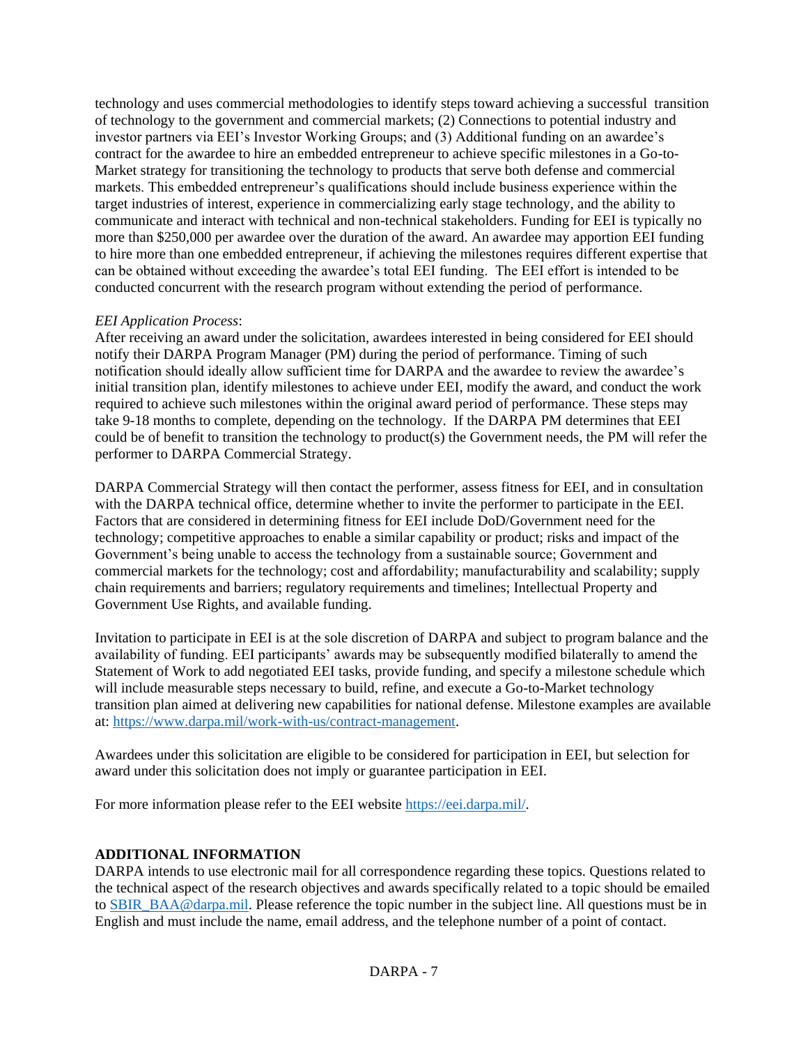technology and uses commercial methodologies to identify steps toward achieving a successful transition of technology to the government and commercial markets; (2) Connections to potential industry and investor partners via EEI's Investor Working Groups; and (3) Additional funding on an awardee's contract for the awardee to hire an embedded entrepreneur to achieve specific milestones in a Go-to-Market strategy for transitioning the technology to products that serve both defense and commercial markets. This embedded entrepreneur's qualifications should include business experience within the target industries of interest, experience in commercializing early stage technology, and the ability to communicate and interact with technical and non-technical stakeholders. Funding for EEI is typically no more than $250,000 per awardee over the duration of the award. An awardee may apportion EEI funding to hire more than one embedded entrepreneur, if achieving the milestones requires different expertise that can be obtained without exceeding the awardee's total EEI funding. The EEI effort is intended to be conducted concurrent with the research program without extending the period of performance.

*EEI Application Process*:
After receiving an award under the solicitation, awardees interested in being considered for EEI should notify their DARPA Program Manager (PM) during the period of performance. Timing of such notification should ideally allow sufficient time for DARPA and the awardee to review the awardee's initial transition plan, identify milestones to achieve under EEI, modify the award, and conduct the work required to achieve such milestones within the original award period of performance. These steps may take 9-18 months to complete, depending on the technology. If the DARPA PM determines that EEI could be of benefit to transition the technology to product(s) the Government needs, the PM will refer the performer to DARPA Commercial Strategy.

DARPA Commercial Strategy will then contact the performer, assess fitness for EEI, and in consultation with the DARPA technical office, determine whether to invite the performer to participate in the EEI. Factors that are considered in determining fitness for EEI include DoD/Government need for the technology; competitive approaches to enable a similar capability or product; risks and impact of the Government's being unable to access the technology from a sustainable source; Government and commercial markets for the technology; cost and affordability; manufacturability and scalability; supply chain requirements and barriers; regulatory requirements and timelines; Intellectual Property and Government Use Rights, and available funding.

Invitation to participate in EEI is at the sole discretion of DARPA and subject to program balance and the availability of funding. EEI participants' awards may be subsequently modified bilaterally to amend the Statement of Work to add negotiated EEI tasks, provide funding, and specify a milestone schedule which will include measurable steps necessary to build, refine, and execute a Go-to-Market technology transition plan aimed at delivering new capabilities for national defense. Milestone examples are available at: https://www.darpa.mil/work-with-us/contract-management.

Awardees under this solicitation are eligible to be considered for participation in EEI, but selection for award under this solicitation does not imply or guarantee participation in EEI.

For more information please refer to the EEI website https://eei.darpa.mil/.

## ADDITIONAL INFORMATION

DARPA intends to use electronic mail for all correspondence regarding these topics. Questions related to the technical aspect of the research objectives and awards specifically related to a topic should be emailed to SBIR_BAA@darpa.mil. Please reference the topic number in the subject line. All questions must be in English and must include the name, email address, and the telephone number of a point of contact.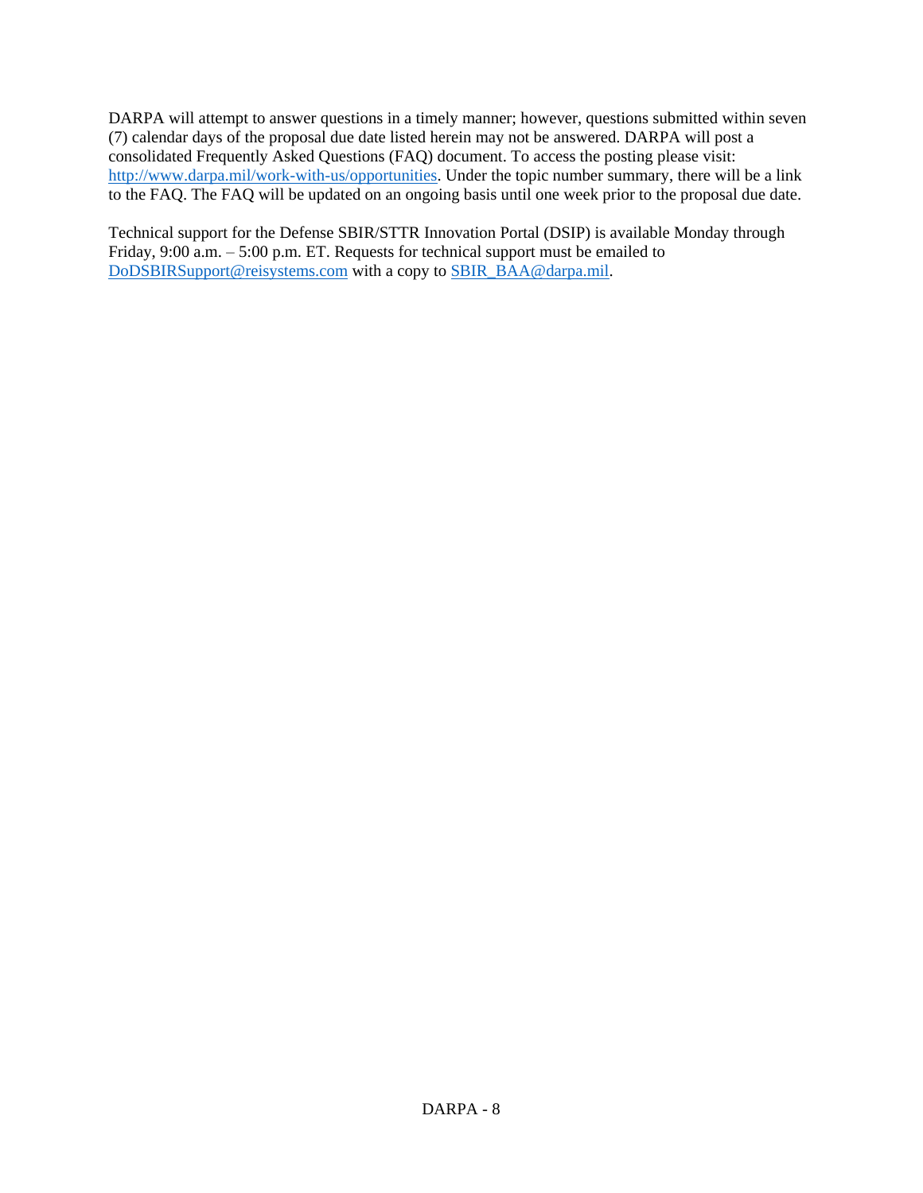DARPA will attempt to answer questions in a timely manner; however, questions submitted within seven (7) calendar days of the proposal due date listed herein may not be answered. DARPA will post a consolidated Frequently Asked Questions (FAQ) document. To access the posting please visit: http://www.darpa.mil/work-with-us/opportunities. Under the topic number summary, there will be a link to the FAQ. The FAQ will be updated on an ongoing basis until one week prior to the proposal due date.

Technical support for the Defense SBIR/STTR Innovation Portal (DSIP) is available Monday through Friday, 9:00 a.m. – 5:00 p.m. ET. Requests for technical support must be emailed to DoDSBIRSupport@reisystems.com with a copy to SBIR_BAA@darpa.mil.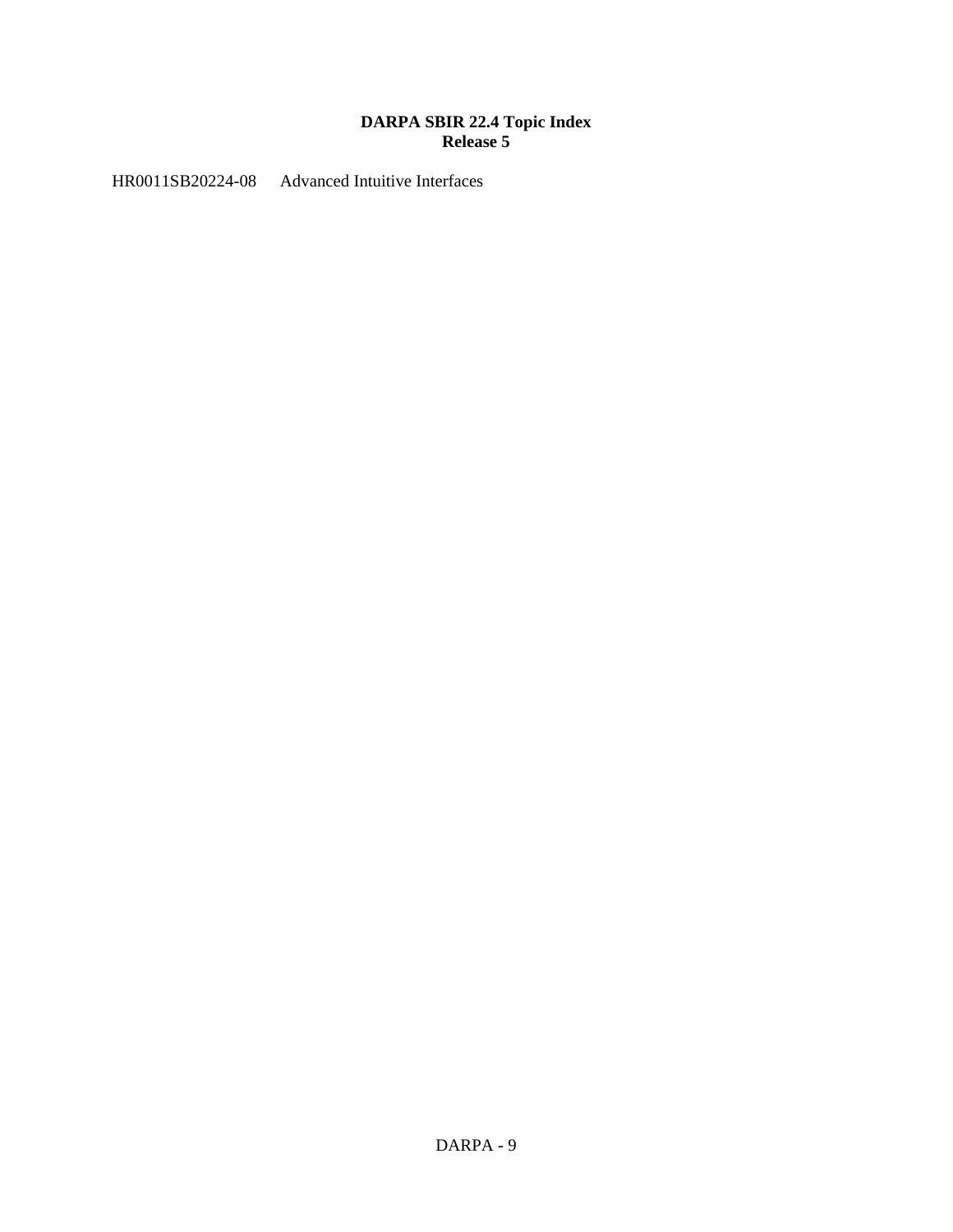**DARPA SBIR 22.4 Topic Index**
**Release 5**

HR0011SB20224-08 Advanced Intuitive Interfaces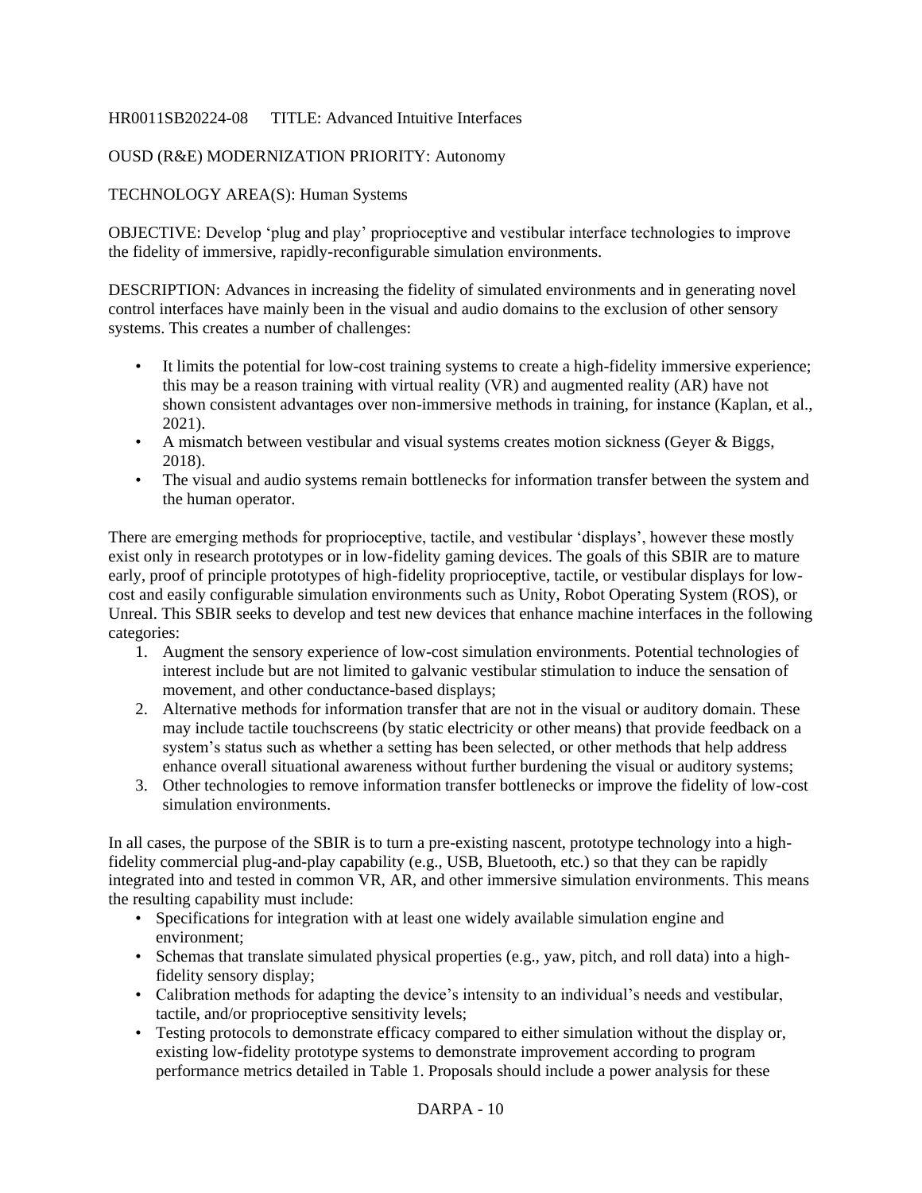HR0011SB20224-08 TITLE: Advanced Intuitive Interfaces

OUSD (R&E) MODERNIZATION PRIORITY: Autonomy

TECHNOLOGY AREA(S): Human Systems

OBJECTIVE: Develop 'plug and play' proprioceptive and vestibular interface technologies to improve the fidelity of immersive, rapidly-reconfigurable simulation environments.

DESCRIPTION: Advances in increasing the fidelity of simulated environments and in generating novel control interfaces have mainly been in the visual and audio domains to the exclusion of other sensory systems. This creates a number of challenges:

- It limits the potential for low-cost training systems to create a high-fidelity immersive experience; this may be a reason training with virtual reality (VR) and augmented reality (AR) have not shown consistent advantages over non-immersive methods in training, for instance (Kaplan, et al., 2021).
- A mismatch between vestibular and visual systems creates motion sickness (Geyer & Biggs, 2018).
- The visual and audio systems remain bottlenecks for information transfer between the system and the human operator.

There are emerging methods for proprioceptive, tactile, and vestibular 'displays', however these mostly exist only in research prototypes or in low-fidelity gaming devices. The goals of this SBIR are to mature early, proof of principle prototypes of high-fidelity proprioceptive, tactile, or vestibular displays for low-cost and easily configurable simulation environments such as Unity, Robot Operating System (ROS), or Unreal. This SBIR seeks to develop and test new devices that enhance machine interfaces in the following categories:

1. Augment the sensory experience of low-cost simulation environments. Potential technologies of interest include but are not limited to galvanic vestibular stimulation to induce the sensation of movement, and other conductance-based displays;
2. Alternative methods for information transfer that are not in the visual or auditory domain. These may include tactile touchscreens (by static electricity or other means) that provide feedback on a system's status such as whether a setting has been selected, or other methods that help address enhance overall situational awareness without further burdening the visual or auditory systems;
3. Other technologies to remove information transfer bottlenecks or improve the fidelity of low-cost simulation environments.

In all cases, the purpose of the SBIR is to turn a pre-existing nascent, prototype technology into a high-fidelity commercial plug-and-play capability (e.g., USB, Bluetooth, etc.) so that they can be rapidly integrated into and tested in common VR, AR, and other immersive simulation environments. This means the resulting capability must include:

- Specifications for integration with at least one widely available simulation engine and environment;
- Schemas that translate simulated physical properties (e.g., yaw, pitch, and roll data) into a high-fidelity sensory display;
- Calibration methods for adapting the device's intensity to an individual's needs and vestibular, tactile, and/or proprioceptive sensitivity levels;
- Testing protocols to demonstrate efficacy compared to either simulation without the display or, existing low-fidelity prototype systems to demonstrate improvement according to program performance metrics detailed in Table 1. Proposals should include a power analysis for these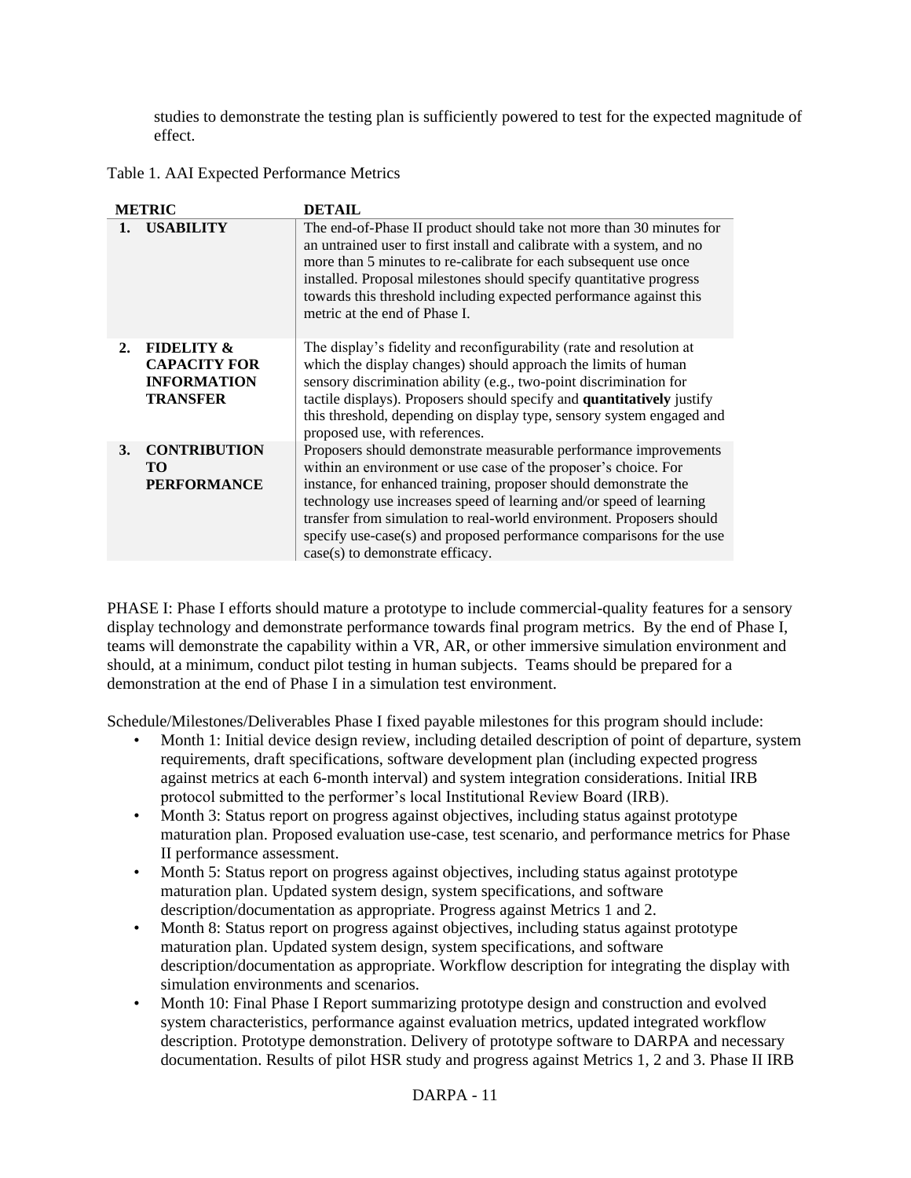studies to demonstrate the testing plan is sufficiently powered to test for the expected magnitude of effect.

Table 1. AAI Expected Performance Metrics

| METRIC | DETAIL |
|---|---|
| **1. USABILITY** | The end-of-Phase II product should take not more than 30 minutes for an untrained user to first install and calibrate with a system, and no more than 5 minutes to re-calibrate for each subsequent use once installed. Proposal milestones should specify quantitative progress towards this threshold including expected performance against this metric at the end of Phase I. |
| **2. FIDELITY & CAPACITY FOR INFORMATION TRANSFER** | The display's fidelity and reconfigurability (rate and resolution at which the display changes) should approach the limits of human sensory discrimination ability (e.g., two-point discrimination for tactile displays). Proposers should specify and **quantitatively** justify this threshold, depending on display type, sensory system engaged and proposed use, with references. |
| **3. CONTRIBUTION TO PERFORMANCE** | Proposers should demonstrate measurable performance improvements within an environment or use case of the proposer's choice. For instance, for enhanced training, proposer should demonstrate the technology use increases speed of learning and/or speed of learning transfer from simulation to real-world environment. Proposers should specify use-case(s) and proposed performance comparisons for the use case(s) to demonstrate efficacy. |

PHASE I: Phase I efforts should mature a prototype to include commercial-quality features for a sensory display technology and demonstrate performance towards final program metrics. By the end of Phase I, teams will demonstrate the capability within a VR, AR, or other immersive simulation environment and should, at a minimum, conduct pilot testing in human subjects. Teams should be prepared for a demonstration at the end of Phase I in a simulation test environment.

Schedule/Milestones/Deliverables Phase I fixed payable milestones for this program should include:

- Month 1: Initial device design review, including detailed description of point of departure, system requirements, draft specifications, software development plan (including expected progress against metrics at each 6-month interval) and system integration considerations. Initial IRB protocol submitted to the performer's local Institutional Review Board (IRB).
- Month 3: Status report on progress against objectives, including status against prototype maturation plan. Proposed evaluation use-case, test scenario, and performance metrics for Phase II performance assessment.
- Month 5: Status report on progress against objectives, including status against prototype maturation plan. Updated system design, system specifications, and software description/documentation as appropriate. Progress against Metrics 1 and 2.
- Month 8: Status report on progress against objectives, including status against prototype maturation plan. Updated system design, system specifications, and software description/documentation as appropriate. Workflow description for integrating the display with simulation environments and scenarios.
- Month 10: Final Phase I Report summarizing prototype design and construction and evolved system characteristics, performance against evaluation metrics, updated integrated workflow description. Prototype demonstration. Delivery of prototype software to DARPA and necessary documentation. Results of pilot HSR study and progress against Metrics 1, 2 and 3. Phase II IRB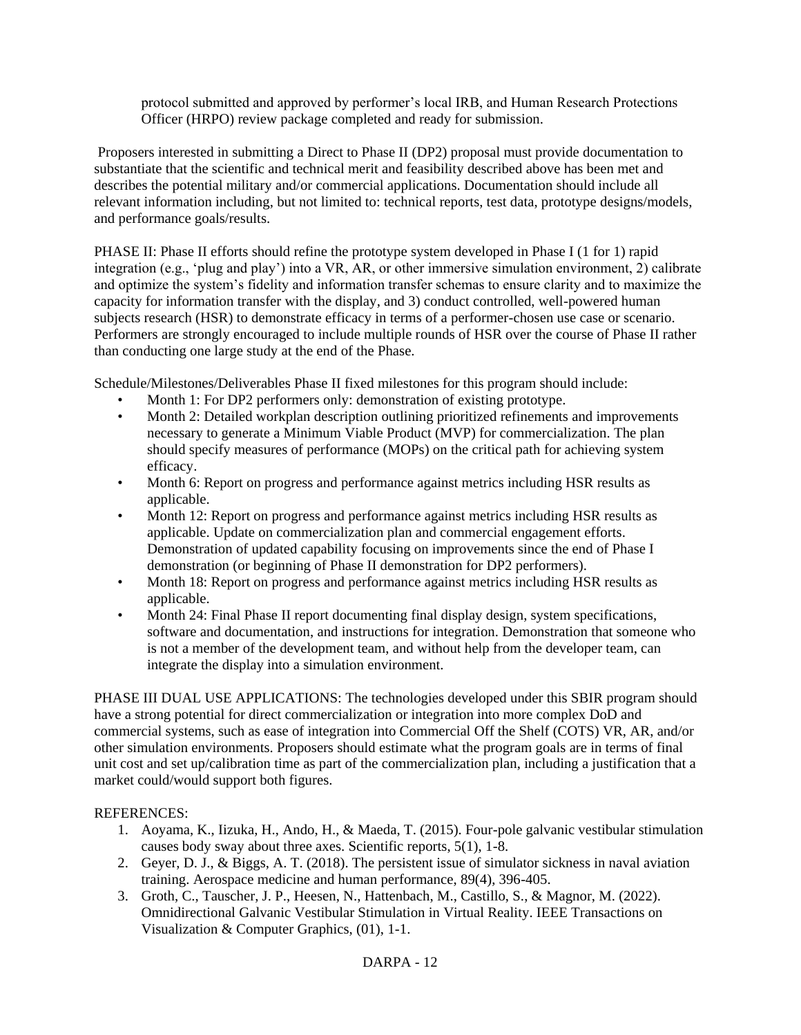protocol submitted and approved by performer's local IRB, and Human Research Protections Officer (HRPO) review package completed and ready for submission.

Proposers interested in submitting a Direct to Phase II (DP2) proposal must provide documentation to substantiate that the scientific and technical merit and feasibility described above has been met and describes the potential military and/or commercial applications. Documentation should include all relevant information including, but not limited to: technical reports, test data, prototype designs/models, and performance goals/results.

PHASE II: Phase II efforts should refine the prototype system developed in Phase I (1 for 1) rapid integration (e.g., 'plug and play') into a VR, AR, or other immersive simulation environment, 2) calibrate and optimize the system's fidelity and information transfer schemas to ensure clarity and to maximize the capacity for information transfer with the display, and 3) conduct controlled, well-powered human subjects research (HSR) to demonstrate efficacy in terms of a performer-chosen use case or scenario. Performers are strongly encouraged to include multiple rounds of HSR over the course of Phase II rather than conducting one large study at the end of the Phase.

Schedule/Milestones/Deliverables Phase II fixed milestones for this program should include:

- Month 1: For DP2 performers only: demonstration of existing prototype.
- Month 2: Detailed workplan description outlining prioritized refinements and improvements necessary to generate a Minimum Viable Product (MVP) for commercialization. The plan should specify measures of performance (MOPs) on the critical path for achieving system efficacy.
- Month 6: Report on progress and performance against metrics including HSR results as applicable.
- Month 12: Report on progress and performance against metrics including HSR results as applicable. Update on commercialization plan and commercial engagement efforts. Demonstration of updated capability focusing on improvements since the end of Phase I demonstration (or beginning of Phase II demonstration for DP2 performers).
- Month 18: Report on progress and performance against metrics including HSR results as applicable.
- Month 24: Final Phase II report documenting final display design, system specifications, software and documentation, and instructions for integration. Demonstration that someone who is not a member of the development team, and without help from the developer team, can integrate the display into a simulation environment.

PHASE III DUAL USE APPLICATIONS: The technologies developed under this SBIR program should have a strong potential for direct commercialization or integration into more complex DoD and commercial systems, such as ease of integration into Commercial Off the Shelf (COTS) VR, AR, and/or other simulation environments. Proposers should estimate what the program goals are in terms of final unit cost and set up/calibration time as part of the commercialization plan, including a justification that a market could/would support both figures.

REFERENCES:

1. Aoyama, K., Iizuka, H., Ando, H., & Maeda, T. (2015). Four-pole galvanic vestibular stimulation causes body sway about three axes. Scientific reports, 5(1), 1-8.
2. Geyer, D. J., & Biggs, A. T. (2018). The persistent issue of simulator sickness in naval aviation training. Aerospace medicine and human performance, 89(4), 396-405.
3. Groth, C., Tauscher, J. P., Heesen, N., Hattenbach, M., Castillo, S., & Magnor, M. (2022). Omnidirectional Galvanic Vestibular Stimulation in Virtual Reality. IEEE Transactions on Visualization & Computer Graphics, (01), 1-1.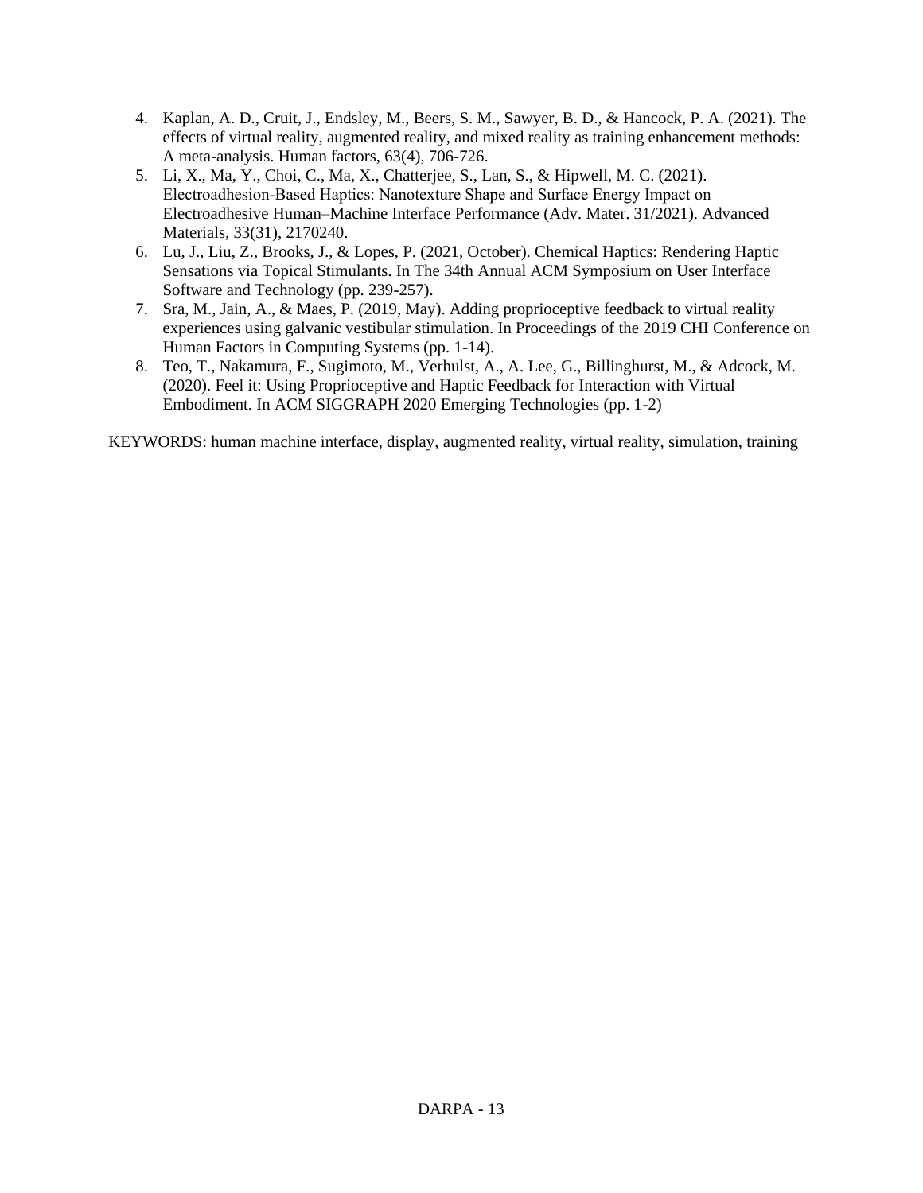4. Kaplan, A. D., Cruit, J., Endsley, M., Beers, S. M., Sawyer, B. D., & Hancock, P. A. (2021). The effects of virtual reality, augmented reality, and mixed reality as training enhancement methods: A meta-analysis. Human factors, 63(4), 706-726.
5. Li, X., Ma, Y., Choi, C., Ma, X., Chatterjee, S., Lan, S., & Hipwell, M. C. (2021). Electroadhesion‐Based Haptics: Nanotexture Shape and Surface Energy Impact on Electroadhesive Human–Machine Interface Performance (Adv. Mater. 31/2021). Advanced Materials, 33(31), 2170240.
6. Lu, J., Liu, Z., Brooks, J., & Lopes, P. (2021, October). Chemical Haptics: Rendering Haptic Sensations via Topical Stimulants. In The 34th Annual ACM Symposium on User Interface Software and Technology (pp. 239-257).
7. Sra, M., Jain, A., & Maes, P. (2019, May). Adding proprioceptive feedback to virtual reality experiences using galvanic vestibular stimulation. In Proceedings of the 2019 CHI Conference on Human Factors in Computing Systems (pp. 1-14).
8. Teo, T., Nakamura, F., Sugimoto, M., Verhulst, A., A. Lee, G., Billinghurst, M., & Adcock, M. (2020). Feel it: Using Proprioceptive and Haptic Feedback for Interaction with Virtual Embodiment. In ACM SIGGRAPH 2020 Emerging Technologies (pp. 1-2)

KEYWORDS: human machine interface, display, augmented reality, virtual reality, simulation, training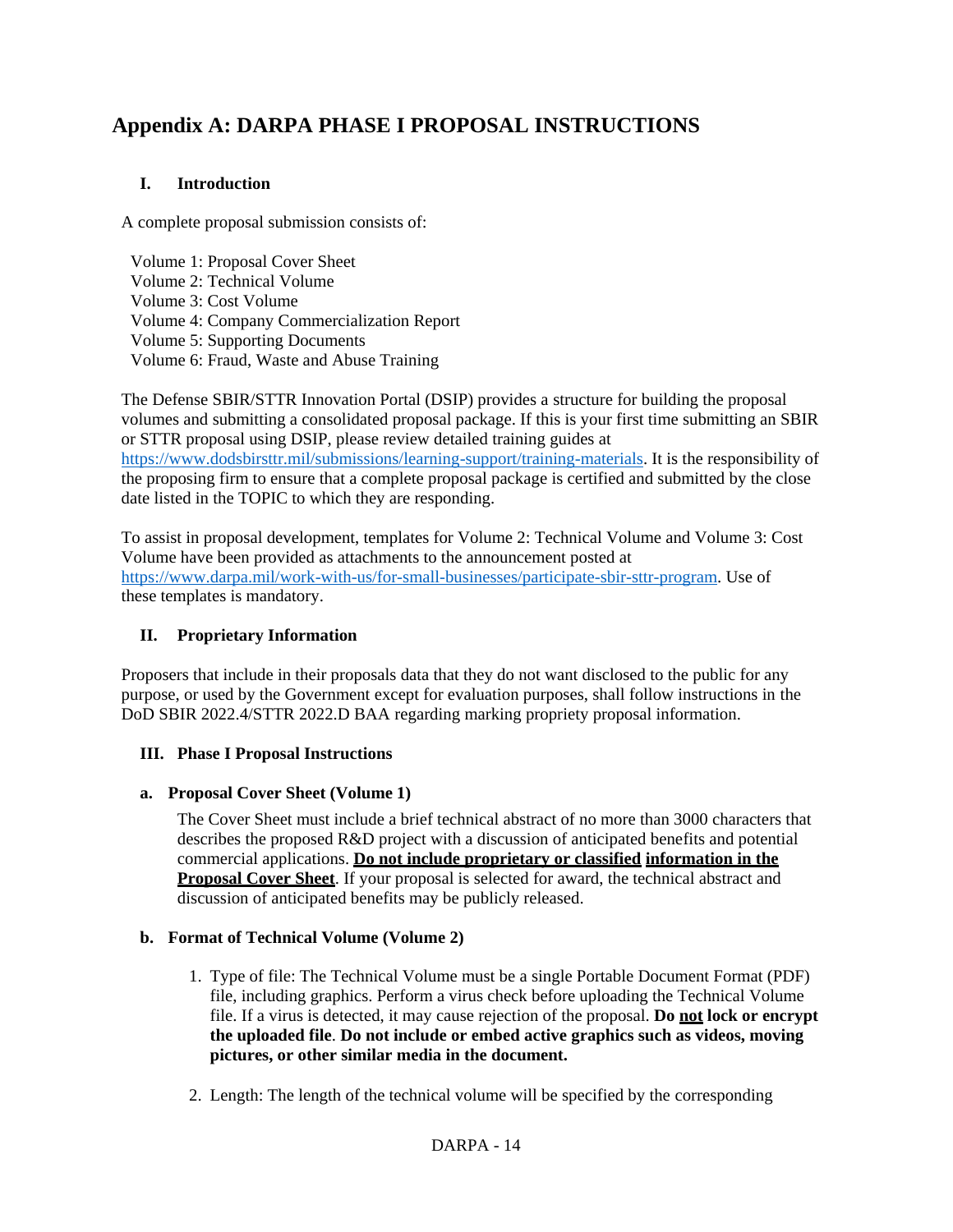# Appendix A: DARPA PHASE I PROPOSAL INSTRUCTIONS

## I. Introduction

A complete proposal submission consists of:

Volume 1: Proposal Cover Sheet
Volume 2: Technical Volume
Volume 3: Cost Volume
Volume 4: Company Commercialization Report
Volume 5: Supporting Documents
Volume 6: Fraud, Waste and Abuse Training

The Defense SBIR/STTR Innovation Portal (DSIP) provides a structure for building the proposal volumes and submitting a consolidated proposal package. If this is your first time submitting an SBIR or STTR proposal using DSIP, please review detailed training guides at https://www.dodsbirsttr.mil/submissions/learning-support/training-materials. It is the responsibility of the proposing firm to ensure that a complete proposal package is certified and submitted by the close date listed in the TOPIC to which they are responding.

To assist in proposal development, templates for Volume 2: Technical Volume and Volume 3: Cost Volume have been provided as attachments to the announcement posted at https://www.darpa.mil/work-with-us/for-small-businesses/participate-sbir-sttr-program. Use of these templates is mandatory.

## II. Proprietary Information

Proposers that include in their proposals data that they do not want disclosed to the public for any purpose, or used by the Government except for evaluation purposes, shall follow instructions in the DoD SBIR 2022.4/STTR 2022.D BAA regarding marking propriety proposal information.

## III. Phase I Proposal Instructions

### a. Proposal Cover Sheet (Volume 1)

The Cover Sheet must include a brief technical abstract of no more than 3000 characters that describes the proposed R&D project with a discussion of anticipated benefits and potential commercial applications. **Do not include proprietary or classified information in the Proposal Cover Sheet**. If your proposal is selected for award, the technical abstract and discussion of anticipated benefits may be publicly released.

### b. Format of Technical Volume (Volume 2)

1. Type of file: The Technical Volume must be a single Portable Document Format (PDF) file, including graphics. Perform a virus check before uploading the Technical Volume file. If a virus is detected, it may cause rejection of the proposal. **Do not lock or encrypt the uploaded file**. **Do not include or embed active graphics such as videos, moving pictures, or other similar media in the document.**

2. Length: The length of the technical volume will be specified by the corresponding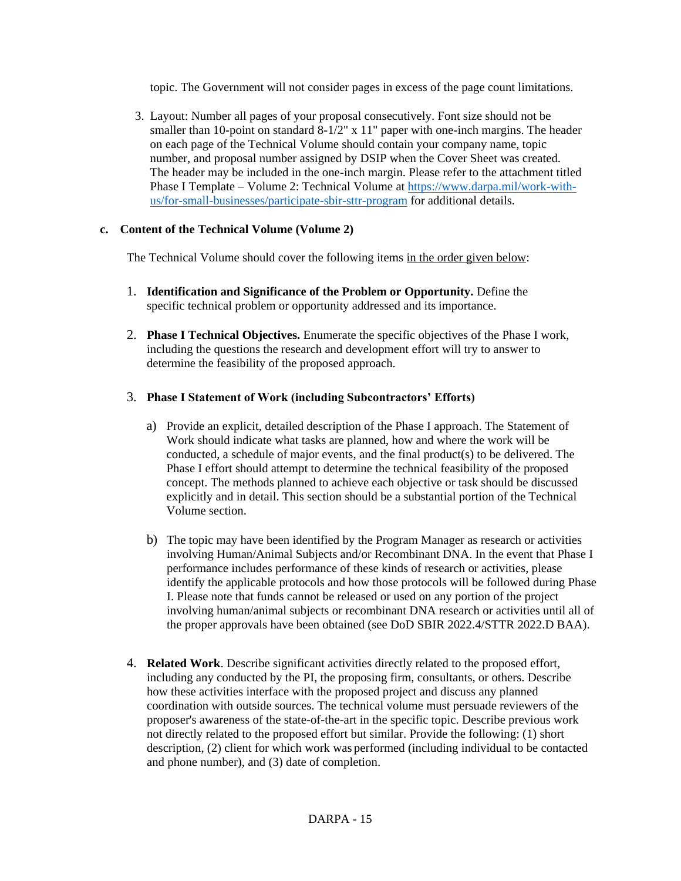topic. The Government will not consider pages in excess of the page count limitations.

3. Layout: Number all pages of your proposal consecutively. Font size should not be smaller than 10-point on standard 8-1/2" x 11" paper with one-inch margins. The header on each page of the Technical Volume should contain your company name, topic number, and proposal number assigned by DSIP when the Cover Sheet was created. The header may be included in the one-inch margin. Please refer to the attachment titled Phase I Template – Volume 2: Technical Volume at https://www.darpa.mil/work-with-us/for-small-businesses/participate-sbir-sttr-program for additional details.

**c. Content of the Technical Volume (Volume 2)**

The Technical Volume should cover the following items in the order given below:

1. **Identification and Significance of the Problem or Opportunity.** Define the specific technical problem or opportunity addressed and its importance.

2. **Phase I Technical Objectives.** Enumerate the specific objectives of the Phase I work, including the questions the research and development effort will try to answer to determine the feasibility of the proposed approach.

3. **Phase I Statement of Work (including Subcontractors' Efforts)**

   a) Provide an explicit, detailed description of the Phase I approach. The Statement of Work should indicate what tasks are planned, how and where the work will be conducted, a schedule of major events, and the final product(s) to be delivered. The Phase I effort should attempt to determine the technical feasibility of the proposed concept. The methods planned to achieve each objective or task should be discussed explicitly and in detail. This section should be a substantial portion of the Technical Volume section.

   b) The topic may have been identified by the Program Manager as research or activities involving Human/Animal Subjects and/or Recombinant DNA. In the event that Phase I performance includes performance of these kinds of research or activities, please identify the applicable protocols and how those protocols will be followed during Phase I. Please note that funds cannot be released or used on any portion of the project involving human/animal subjects or recombinant DNA research or activities until all of the proper approvals have been obtained (see DoD SBIR 2022.4/STTR 2022.D BAA).

4. **Related Work**. Describe significant activities directly related to the proposed effort, including any conducted by the PI, the proposing firm, consultants, or others. Describe how these activities interface with the proposed project and discuss any planned coordination with outside sources. The technical volume must persuade reviewers of the proposer's awareness of the state-of-the-art in the specific topic. Describe previous work not directly related to the proposed effort but similar. Provide the following: (1) short description, (2) client for which work was performed (including individual to be contacted and phone number), and (3) date of completion.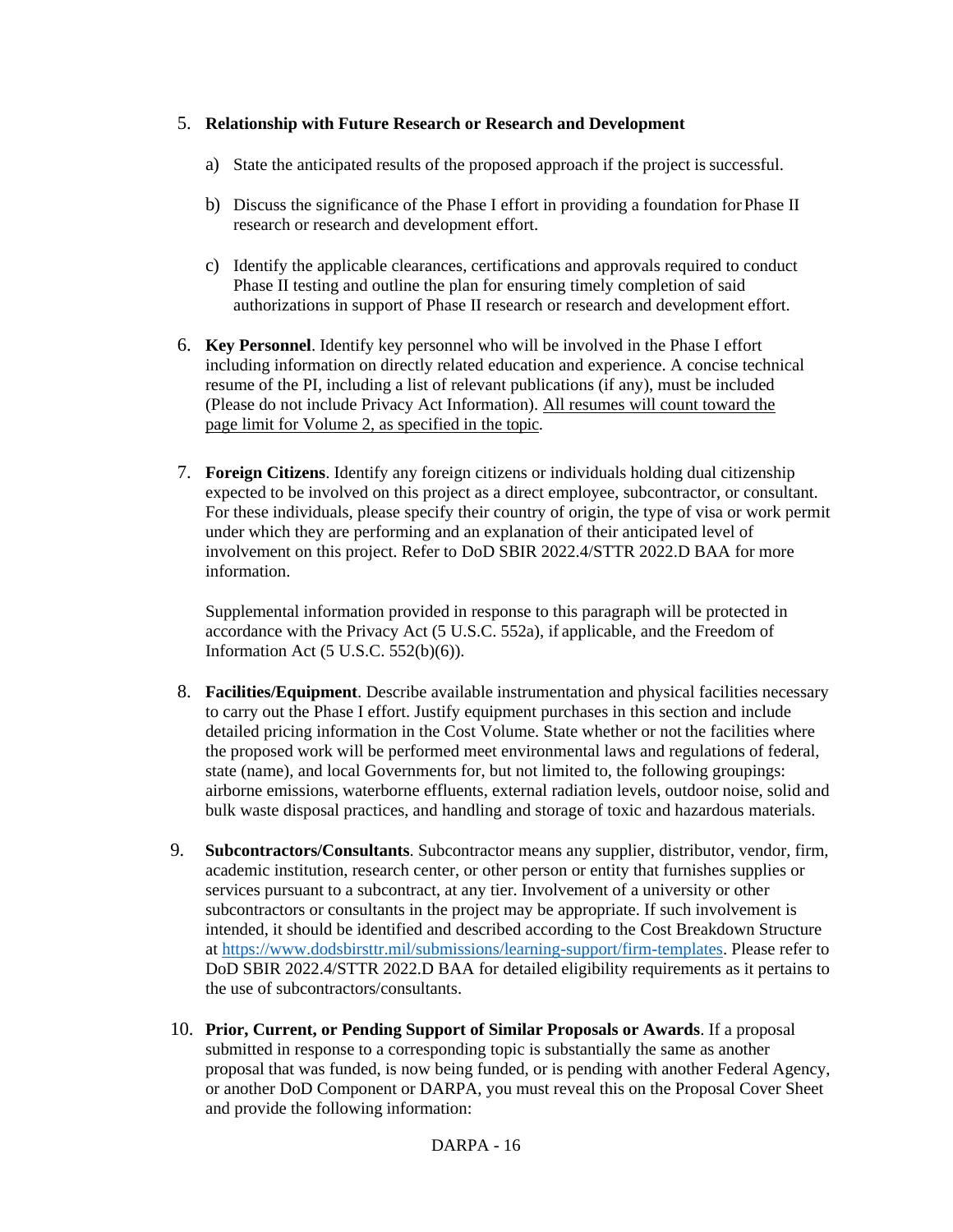5. **Relationship with Future Research or Research and Development**

   a) State the anticipated results of the proposed approach if the project is successful.

   b) Discuss the significance of the Phase I effort in providing a foundation for Phase II research or research and development effort.

   c) Identify the applicable clearances, certifications and approvals required to conduct Phase II testing and outline the plan for ensuring timely completion of said authorizations in support of Phase II research or research and development effort.

6. **Key Personnel**. Identify key personnel who will be involved in the Phase I effort including information on directly related education and experience. A concise technical resume of the PI, including a list of relevant publications (if any), must be included (Please do not include Privacy Act Information). <u>All resumes will count toward the page limit for Volume 2, as specified in the topic</u>.

7. **Foreign Citizens**. Identify any foreign citizens or individuals holding dual citizenship expected to be involved on this project as a direct employee, subcontractor, or consultant. For these individuals, please specify their country of origin, the type of visa or work permit under which they are performing and an explanation of their anticipated level of involvement on this project. Refer to DoD SBIR 2022.4/STTR 2022.D BAA for more information.

   Supplemental information provided in response to this paragraph will be protected in accordance with the Privacy Act (5 U.S.C. 552a), if applicable, and the Freedom of Information Act (5 U.S.C. 552(b)(6)).

8. **Facilities/Equipment**. Describe available instrumentation and physical facilities necessary to carry out the Phase I effort. Justify equipment purchases in this section and include detailed pricing information in the Cost Volume. State whether or not the facilities where the proposed work will be performed meet environmental laws and regulations of federal, state (name), and local Governments for, but not limited to, the following groupings: airborne emissions, waterborne effluents, external radiation levels, outdoor noise, solid and bulk waste disposal practices, and handling and storage of toxic and hazardous materials.

9. **Subcontractors/Consultants**. Subcontractor means any supplier, distributor, vendor, firm, academic institution, research center, or other person or entity that furnishes supplies or services pursuant to a subcontract, at any tier. Involvement of a university or other subcontractors or consultants in the project may be appropriate. If such involvement is intended, it should be identified and described according to the Cost Breakdown Structure at https://www.dodsbirsttr.mil/submissions/learning-support/firm-templates. Please refer to DoD SBIR 2022.4/STTR 2022.D BAA for detailed eligibility requirements as it pertains to the use of subcontractors/consultants.

10. **Prior, Current, or Pending Support of Similar Proposals or Awards**. If a proposal submitted in response to a corresponding topic is substantially the same as another proposal that was funded, is now being funded, or is pending with another Federal Agency, or another DoD Component or DARPA, you must reveal this on the Proposal Cover Sheet and provide the following information: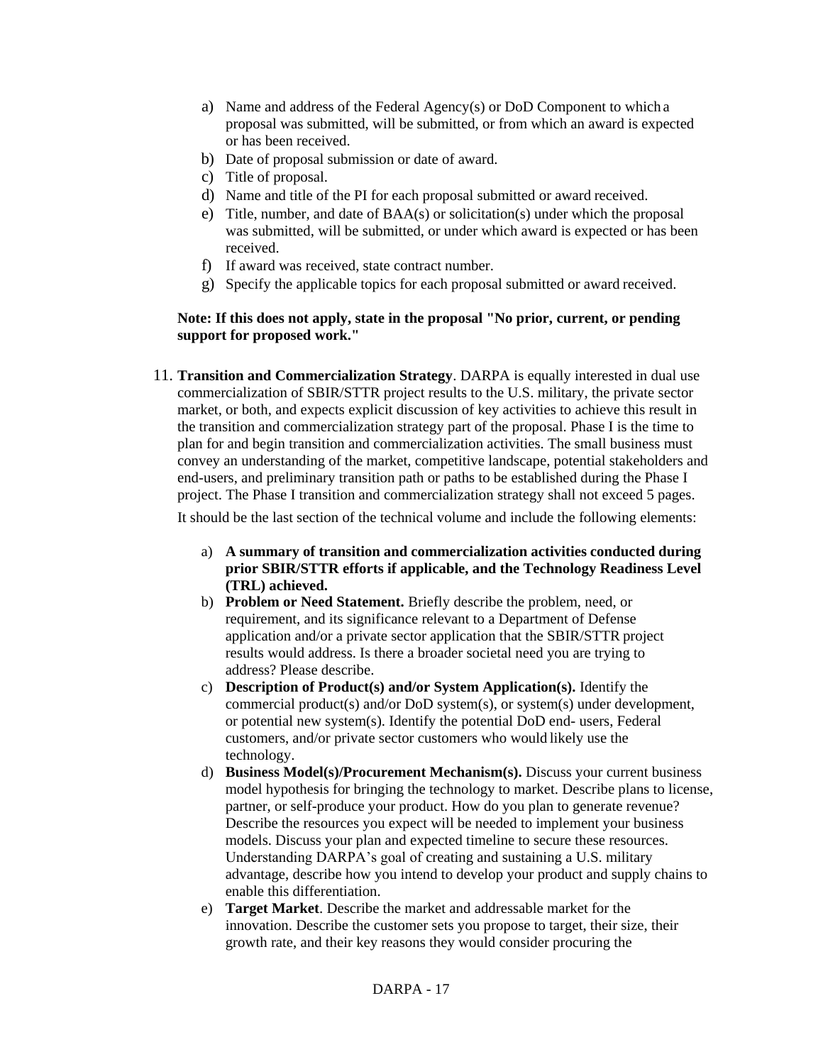a) Name and address of the Federal Agency(s) or DoD Component to which a proposal was submitted, will be submitted, or from which an award is expected or has been received.
b) Date of proposal submission or date of award.
c) Title of proposal.
d) Name and title of the PI for each proposal submitted or award received.
e) Title, number, and date of BAA(s) or solicitation(s) under which the proposal was submitted, will be submitted, or under which award is expected or has been received.
f) If award was received, state contract number.
g) Specify the applicable topics for each proposal submitted or award received.

**Note: If this does not apply, state in the proposal "No prior, current, or pending support for proposed work."**

11. **Transition and Commercialization Strategy**. DARPA is equally interested in dual use commercialization of SBIR/STTR project results to the U.S. military, the private sector market, or both, and expects explicit discussion of key activities to achieve this result in the transition and commercialization strategy part of the proposal. Phase I is the time to plan for and begin transition and commercialization activities. The small business must convey an understanding of the market, competitive landscape, potential stakeholders and end-users, and preliminary transition path or paths to be established during the Phase I project. The Phase I transition and commercialization strategy shall not exceed 5 pages.

    It should be the last section of the technical volume and include the following elements:

    a) **A summary of transition and commercialization activities conducted during prior SBIR/STTR efforts if applicable, and the Technology Readiness Level (TRL) achieved.**
    b) **Problem or Need Statement.** Briefly describe the problem, need, or requirement, and its significance relevant to a Department of Defense application and/or a private sector application that the SBIR/STTR project results would address. Is there a broader societal need you are trying to address? Please describe.
    c) **Description of Product(s) and/or System Application(s).** Identify the commercial product(s) and/or DoD system(s), or system(s) under development, or potential new system(s). Identify the potential DoD end- users, Federal customers, and/or private sector customers who would likely use the technology.
    d) **Business Model(s)/Procurement Mechanism(s).** Discuss your current business model hypothesis for bringing the technology to market. Describe plans to license, partner, or self-produce your product. How do you plan to generate revenue? Describe the resources you expect will be needed to implement your business models. Discuss your plan and expected timeline to secure these resources. Understanding DARPA's goal of creating and sustaining a U.S. military advantage, describe how you intend to develop your product and supply chains to enable this differentiation.
    e) **Target Market**. Describe the market and addressable market for the innovation. Describe the customer sets you propose to target, their size, their growth rate, and their key reasons they would consider procuring the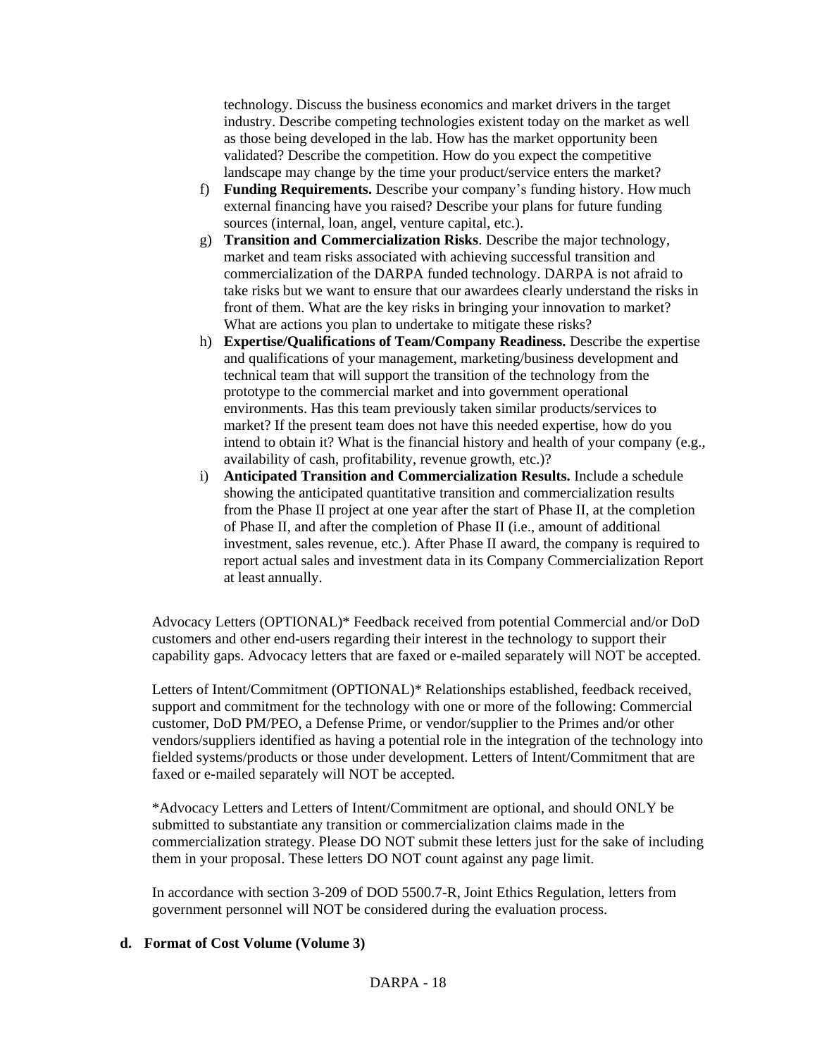technology. Discuss the business economics and market drivers in the target industry. Describe competing technologies existent today on the market as well as those being developed in the lab. How has the market opportunity been validated? Describe the competition. How do you expect the competitive landscape may change by the time your product/service enters the market?

f) **Funding Requirements.** Describe your company's funding history. How much external financing have you raised? Describe your plans for future funding sources (internal, loan, angel, venture capital, etc.).
g) **Transition and Commercialization Risks**. Describe the major technology, market and team risks associated with achieving successful transition and commercialization of the DARPA funded technology. DARPA is not afraid to take risks but we want to ensure that our awardees clearly understand the risks in front of them. What are the key risks in bringing your innovation to market? What are actions you plan to undertake to mitigate these risks?
h) **Expertise/Qualifications of Team/Company Readiness.** Describe the expertise and qualifications of your management, marketing/business development and technical team that will support the transition of the technology from the prototype to the commercial market and into government operational environments. Has this team previously taken similar products/services to market? If the present team does not have this needed expertise, how do you intend to obtain it? What is the financial history and health of your company (e.g., availability of cash, profitability, revenue growth, etc.)?
i) **Anticipated Transition and Commercialization Results.** Include a schedule showing the anticipated quantitative transition and commercialization results from the Phase II project at one year after the start of Phase II, at the completion of Phase II, and after the completion of Phase II (i.e., amount of additional investment, sales revenue, etc.). After Phase II award, the company is required to report actual sales and investment data in its Company Commercialization Report at least annually.

Advocacy Letters (OPTIONAL)* Feedback received from potential Commercial and/or DoD customers and other end-users regarding their interest in the technology to support their capability gaps. Advocacy letters that are faxed or e-mailed separately will NOT be accepted.

Letters of Intent/Commitment (OPTIONAL)* Relationships established, feedback received, support and commitment for the technology with one or more of the following: Commercial customer, DoD PM/PEO, a Defense Prime, or vendor/supplier to the Primes and/or other vendors/suppliers identified as having a potential role in the integration of the technology into fielded systems/products or those under development. Letters of Intent/Commitment that are faxed or e-mailed separately will NOT be accepted.

*Advocacy Letters and Letters of Intent/Commitment are optional, and should ONLY be submitted to substantiate any transition or commercialization claims made in the commercialization strategy. Please DO NOT submit these letters just for the sake of including them in your proposal. These letters DO NOT count against any page limit.

In accordance with section 3-209 of DOD 5500.7-R, Joint Ethics Regulation, letters from government personnel will NOT be considered during the evaluation process.

**d. Format of Cost Volume (Volume 3)**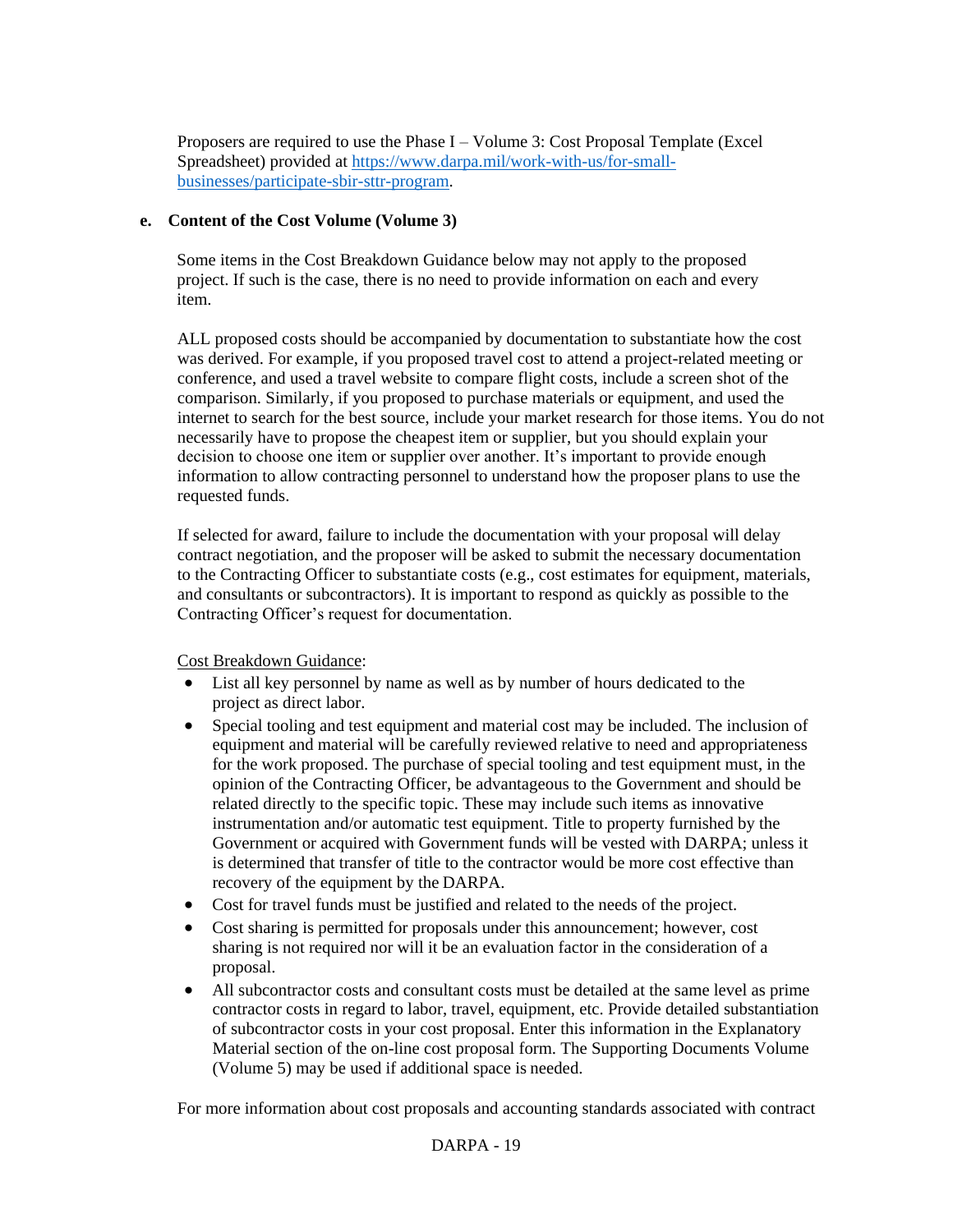Proposers are required to use the Phase I – Volume 3: Cost Proposal Template (Excel Spreadsheet) provided at [https://www.darpa.mil/work-with-us/for-small-businesses/participate-sbir-sttr-program](https://www.darpa.mil/work-with-us/for-small-businesses/participate-sbir-sttr-program).

**e. Content of the Cost Volume (Volume 3)**

Some items in the Cost Breakdown Guidance below may not apply to the proposed project. If such is the case, there is no need to provide information on each and every item.

ALL proposed costs should be accompanied by documentation to substantiate how the cost was derived. For example, if you proposed travel cost to attend a project-related meeting or conference, and used a travel website to compare flight costs, include a screen shot of the comparison. Similarly, if you proposed to purchase materials or equipment, and used the internet to search for the best source, include your market research for those items. You do not necessarily have to propose the cheapest item or supplier, but you should explain your decision to choose one item or supplier over another. It's important to provide enough information to allow contracting personnel to understand how the proposer plans to use the requested funds.

If selected for award, failure to include the documentation with your proposal will delay contract negotiation, and the proposer will be asked to submit the necessary documentation to the Contracting Officer to substantiate costs (e.g., cost estimates for equipment, materials, and consultants or subcontractors). It is important to respond as quickly as possible to the Contracting Officer's request for documentation.

Cost Breakdown Guidance:

- List all key personnel by name as well as by number of hours dedicated to the project as direct labor.
- Special tooling and test equipment and material cost may be included. The inclusion of equipment and material will be carefully reviewed relative to need and appropriateness for the work proposed. The purchase of special tooling and test equipment must, in the opinion of the Contracting Officer, be advantageous to the Government and should be related directly to the specific topic. These may include such items as innovative instrumentation and/or automatic test equipment. Title to property furnished by the Government or acquired with Government funds will be vested with DARPA; unless it is determined that transfer of title to the contractor would be more cost effective than recovery of the equipment by the DARPA.
- Cost for travel funds must be justified and related to the needs of the project.
- Cost sharing is permitted for proposals under this announcement; however, cost sharing is not required nor will it be an evaluation factor in the consideration of a proposal.
- All subcontractor costs and consultant costs must be detailed at the same level as prime contractor costs in regard to labor, travel, equipment, etc. Provide detailed substantiation of subcontractor costs in your cost proposal. Enter this information in the Explanatory Material section of the on-line cost proposal form. The Supporting Documents Volume (Volume 5) may be used if additional space is needed.

For more information about cost proposals and accounting standards associated with contract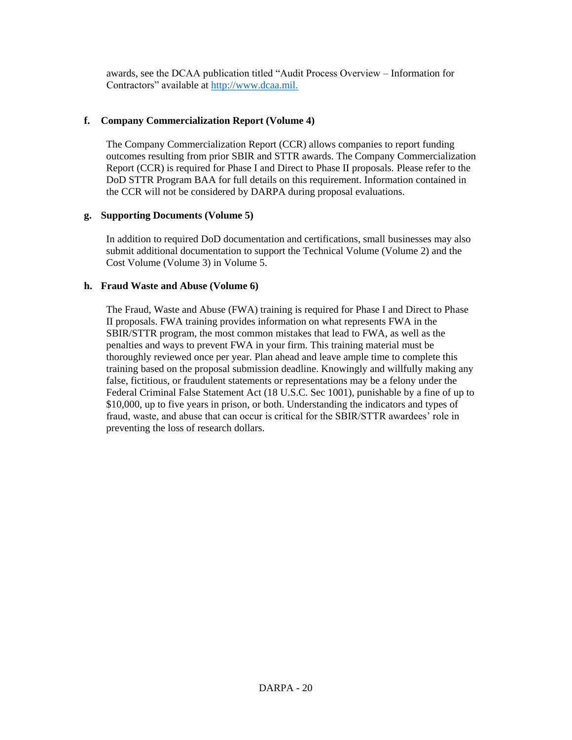awards, see the DCAA publication titled "Audit Process Overview – Information for Contractors" available at [http://www.dcaa.mil.](http://www.dcaa.mil.)

**f. Company Commercialization Report (Volume 4)**

The Company Commercialization Report (CCR) allows companies to report funding outcomes resulting from prior SBIR and STTR awards. The Company Commercialization Report (CCR) is required for Phase I and Direct to Phase II proposals. Please refer to the DoD STTR Program BAA for full details on this requirement. Information contained in the CCR will not be considered by DARPA during proposal evaluations.

**g. Supporting Documents (Volume 5)**

In addition to required DoD documentation and certifications, small businesses may also submit additional documentation to support the Technical Volume (Volume 2) and the Cost Volume (Volume 3) in Volume 5.

**h. Fraud Waste and Abuse (Volume 6)**

The Fraud, Waste and Abuse (FWA) training is required for Phase I and Direct to Phase II proposals. FWA training provides information on what represents FWA in the SBIR/STTR program, the most common mistakes that lead to FWA, as well as the penalties and ways to prevent FWA in your firm. This training material must be thoroughly reviewed once per year. Plan ahead and leave ample time to complete this training based on the proposal submission deadline. Knowingly and willfully making any false, fictitious, or fraudulent statements or representations may be a felony under the Federal Criminal False Statement Act (18 U.S.C. Sec 1001), punishable by a fine of up to $10,000, up to five years in prison, or both. Understanding the indicators and types of fraud, waste, and abuse that can occur is critical for the SBIR/STTR awardees' role in preventing the loss of research dollars.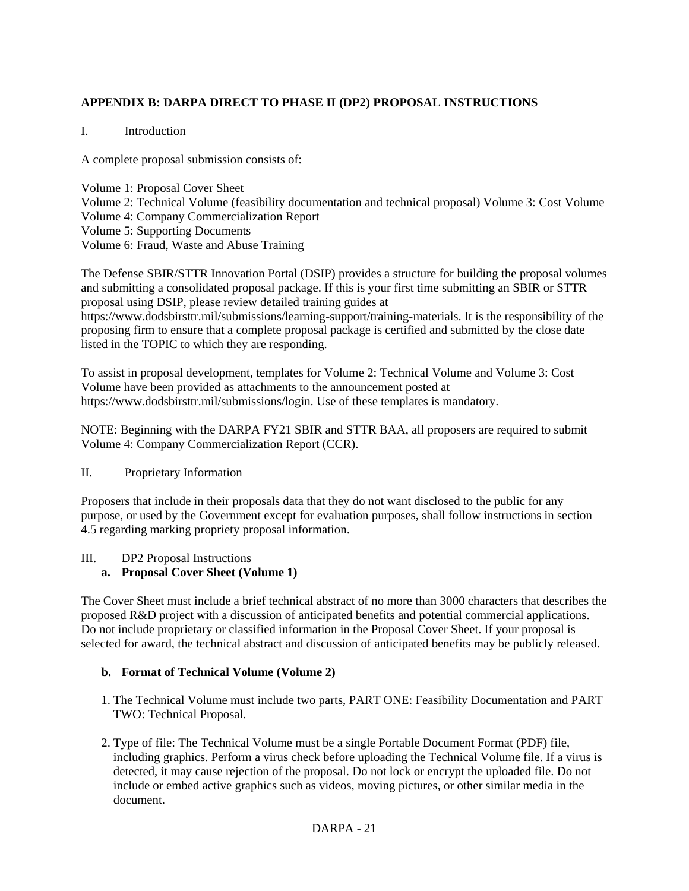## APPENDIX B: DARPA DIRECT TO PHASE II (DP2) PROPOSAL INSTRUCTIONS

I. Introduction

A complete proposal submission consists of:

Volume 1: Proposal Cover Sheet
Volume 2: Technical Volume (feasibility documentation and technical proposal) Volume 3: Cost Volume
Volume 4: Company Commercialization Report
Volume 5: Supporting Documents
Volume 6: Fraud, Waste and Abuse Training

The Defense SBIR/STTR Innovation Portal (DSIP) provides a structure for building the proposal volumes and submitting a consolidated proposal package. If this is your first time submitting an SBIR or STTR proposal using DSIP, please review detailed training guides at https://www.dodsbirsttr.mil/submissions/learning-support/training-materials. It is the responsibility of the proposing firm to ensure that a complete proposal package is certified and submitted by the close date listed in the TOPIC to which they are responding.

To assist in proposal development, templates for Volume 2: Technical Volume and Volume 3: Cost Volume have been provided as attachments to the announcement posted at https://www.dodsbirsttr.mil/submissions/login. Use of these templates is mandatory.

NOTE: Beginning with the DARPA FY21 SBIR and STTR BAA, all proposers are required to submit Volume 4: Company Commercialization Report (CCR).

II. Proprietary Information

Proposers that include in their proposals data that they do not want disclosed to the public for any purpose, or used by the Government except for evaluation purposes, shall follow instructions in section 4.5 regarding marking propriety proposal information.

III. DP2 Proposal Instructions

**a. Proposal Cover Sheet (Volume 1)**

The Cover Sheet must include a brief technical abstract of no more than 3000 characters that describes the proposed R&D project with a discussion of anticipated benefits and potential commercial applications. Do not include proprietary or classified information in the Proposal Cover Sheet. If your proposal is selected for award, the technical abstract and discussion of anticipated benefits may be publicly released.

**b. Format of Technical Volume (Volume 2)**

1. The Technical Volume must include two parts, PART ONE: Feasibility Documentation and PART TWO: Technical Proposal.

2. Type of file: The Technical Volume must be a single Portable Document Format (PDF) file, including graphics. Perform a virus check before uploading the Technical Volume file. If a virus is detected, it may cause rejection of the proposal. Do not lock or encrypt the uploaded file. Do not include or embed active graphics such as videos, moving pictures, or other similar media in the document.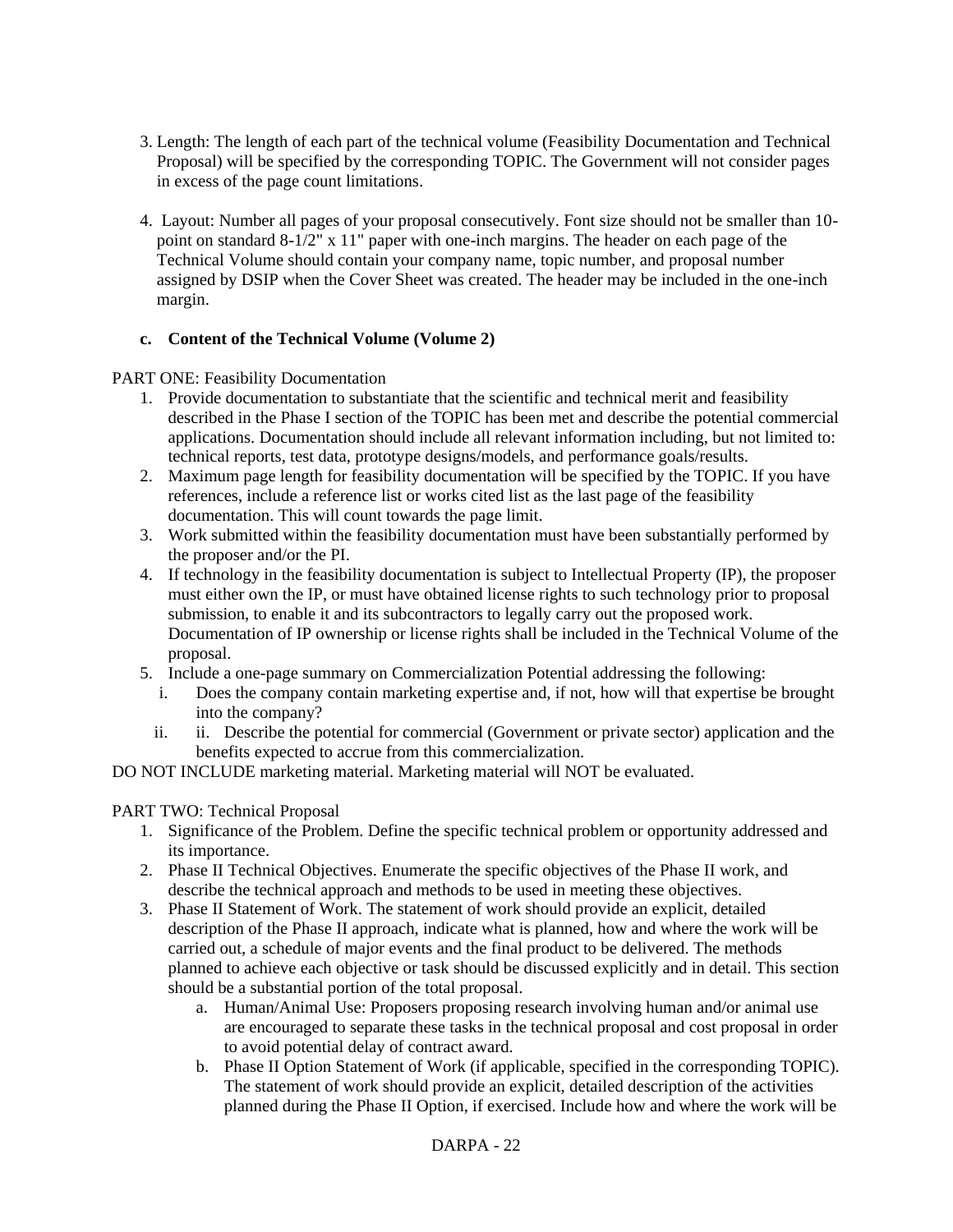3. Length: The length of each part of the technical volume (Feasibility Documentation and Technical Proposal) will be specified by the corresponding TOPIC. The Government will not consider pages in excess of the page count limitations.

4. Layout: Number all pages of your proposal consecutively. Font size should not be smaller than 10-point on standard 8-1/2" x 11" paper with one-inch margins. The header on each page of the Technical Volume should contain your company name, topic number, and proposal number assigned by DSIP when the Cover Sheet was created. The header may be included in the one-inch margin.

**c. Content of the Technical Volume (Volume 2)**

PART ONE: Feasibility Documentation

1. Provide documentation to substantiate that the scientific and technical merit and feasibility described in the Phase I section of the TOPIC has been met and describe the potential commercial applications. Documentation should include all relevant information including, but not limited to: technical reports, test data, prototype designs/models, and performance goals/results.
2. Maximum page length for feasibility documentation will be specified by the TOPIC. If you have references, include a reference list or works cited list as the last page of the feasibility documentation. This will count towards the page limit.
3. Work submitted within the feasibility documentation must have been substantially performed by the proposer and/or the PI.
4. If technology in the feasibility documentation is subject to Intellectual Property (IP), the proposer must either own the IP, or must have obtained license rights to such technology prior to proposal submission, to enable it and its subcontractors to legally carry out the proposed work. Documentation of IP ownership or license rights shall be included in the Technical Volume of the proposal.
5. Include a one-page summary on Commercialization Potential addressing the following:
   i. Does the company contain marketing expertise and, if not, how will that expertise be brought into the company?
   ii. ii. Describe the potential for commercial (Government or private sector) application and the benefits expected to accrue from this commercialization.

DO NOT INCLUDE marketing material. Marketing material will NOT be evaluated.

PART TWO: Technical Proposal

1. Significance of the Problem. Define the specific technical problem or opportunity addressed and its importance.
2. Phase II Technical Objectives. Enumerate the specific objectives of the Phase II work, and describe the technical approach and methods to be used in meeting these objectives.
3. Phase II Statement of Work. The statement of work should provide an explicit, detailed description of the Phase II approach, indicate what is planned, how and where the work will be carried out, a schedule of major events and the final product to be delivered. The methods planned to achieve each objective or task should be discussed explicitly and in detail. This section should be a substantial portion of the total proposal.
   a. Human/Animal Use: Proposers proposing research involving human and/or animal use are encouraged to separate these tasks in the technical proposal and cost proposal in order to avoid potential delay of contract award.
   b. Phase II Option Statement of Work (if applicable, specified in the corresponding TOPIC). The statement of work should provide an explicit, detailed description of the activities planned during the Phase II Option, if exercised. Include how and where the work will be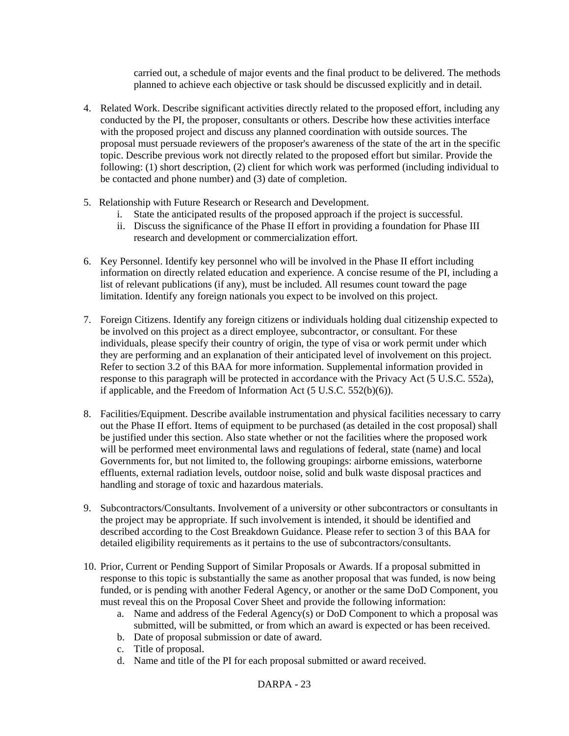carried out, a schedule of major events and the final product to be delivered. The methods planned to achieve each objective or task should be discussed explicitly and in detail.

4. Related Work. Describe significant activities directly related to the proposed effort, including any conducted by the PI, the proposer, consultants or others. Describe how these activities interface with the proposed project and discuss any planned coordination with outside sources. The proposal must persuade reviewers of the proposer's awareness of the state of the art in the specific topic. Describe previous work not directly related to the proposed effort but similar. Provide the following: (1) short description, (2) client for which work was performed (including individual to be contacted and phone number) and (3) date of completion.

5. Relationship with Future Research or Research and Development.
   i. State the anticipated results of the proposed approach if the project is successful.
   ii. Discuss the significance of the Phase II effort in providing a foundation for Phase III research and development or commercialization effort.

6. Key Personnel. Identify key personnel who will be involved in the Phase II effort including information on directly related education and experience. A concise resume of the PI, including a list of relevant publications (if any), must be included. All resumes count toward the page limitation. Identify any foreign nationals you expect to be involved on this project.

7. Foreign Citizens. Identify any foreign citizens or individuals holding dual citizenship expected to be involved on this project as a direct employee, subcontractor, or consultant. For these individuals, please specify their country of origin, the type of visa or work permit under which they are performing and an explanation of their anticipated level of involvement on this project. Refer to section 3.2 of this BAA for more information. Supplemental information provided in response to this paragraph will be protected in accordance with the Privacy Act (5 U.S.C. 552a), if applicable, and the Freedom of Information Act (5 U.S.C. 552(b)(6)).

8. Facilities/Equipment. Describe available instrumentation and physical facilities necessary to carry out the Phase II effort. Items of equipment to be purchased (as detailed in the cost proposal) shall be justified under this section. Also state whether or not the facilities where the proposed work will be performed meet environmental laws and regulations of federal, state (name) and local Governments for, but not limited to, the following groupings: airborne emissions, waterborne effluents, external radiation levels, outdoor noise, solid and bulk waste disposal practices and handling and storage of toxic and hazardous materials.

9. Subcontractors/Consultants. Involvement of a university or other subcontractors or consultants in the project may be appropriate. If such involvement is intended, it should be identified and described according to the Cost Breakdown Guidance. Please refer to section 3 of this BAA for detailed eligibility requirements as it pertains to the use of subcontractors/consultants.

10. Prior, Current or Pending Support of Similar Proposals or Awards. If a proposal submitted in response to this topic is substantially the same as another proposal that was funded, is now being funded, or is pending with another Federal Agency, or another or the same DoD Component, you must reveal this on the Proposal Cover Sheet and provide the following information:
    a. Name and address of the Federal Agency(s) or DoD Component to which a proposal was submitted, will be submitted, or from which an award is expected or has been received.
    b. Date of proposal submission or date of award.
    c. Title of proposal.
    d. Name and title of the PI for each proposal submitted or award received.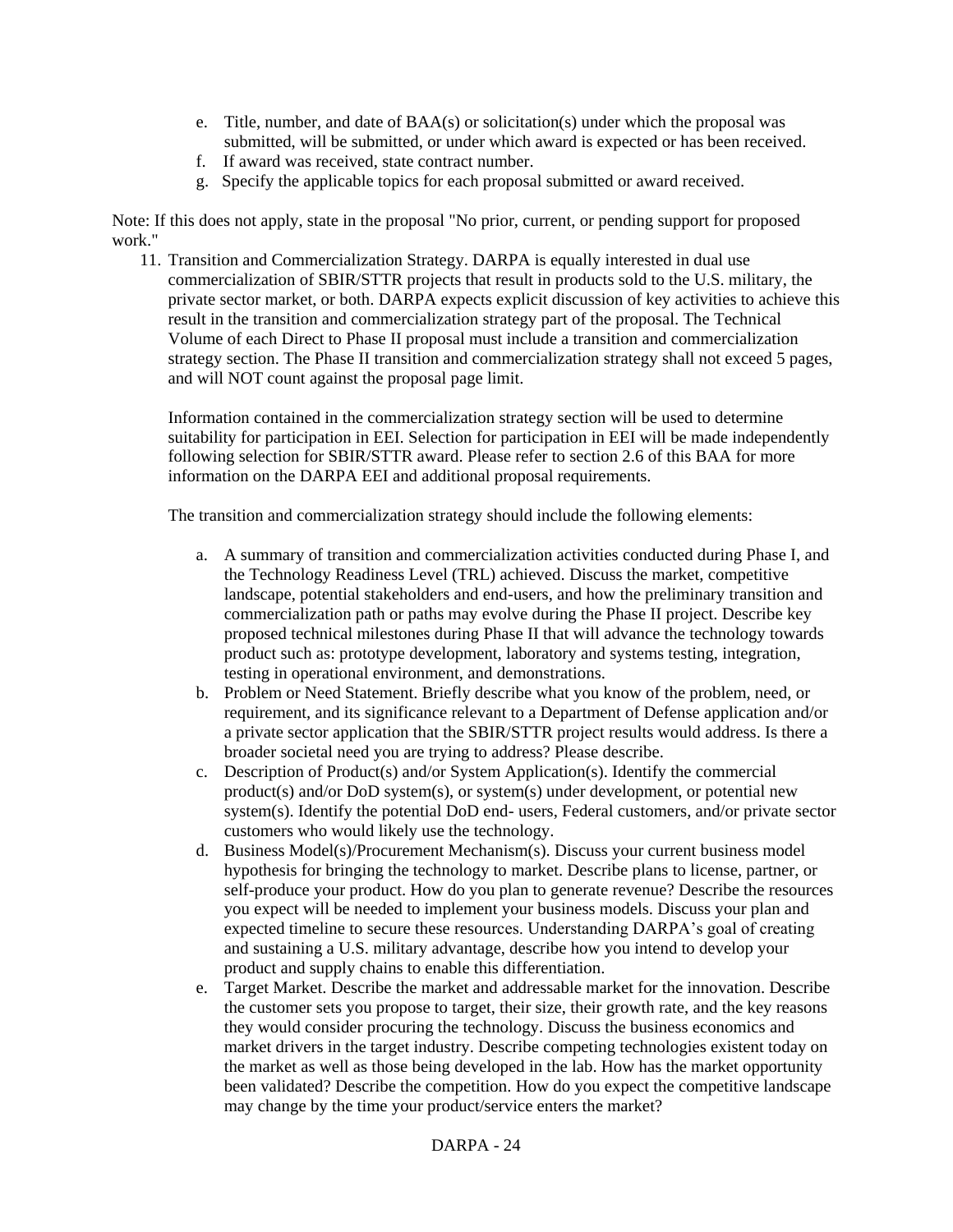e. Title, number, and date of BAA(s) or solicitation(s) under which the proposal was submitted, will be submitted, or under which award is expected or has been received.
f. If award was received, state contract number.
g. Specify the applicable topics for each proposal submitted or award received.

Note: If this does not apply, state in the proposal "No prior, current, or pending support for proposed work."

11. Transition and Commercialization Strategy. DARPA is equally interested in dual use commercialization of SBIR/STTR projects that result in products sold to the U.S. military, the private sector market, or both. DARPA expects explicit discussion of key activities to achieve this result in the transition and commercialization strategy part of the proposal. The Technical Volume of each Direct to Phase II proposal must include a transition and commercialization strategy section. The Phase II transition and commercialization strategy shall not exceed 5 pages, and will NOT count against the proposal page limit.

    Information contained in the commercialization strategy section will be used to determine suitability for participation in EEI. Selection for participation in EEI will be made independently following selection for SBIR/STTR award. Please refer to section 2.6 of this BAA for more information on the DARPA EEI and additional proposal requirements.

    The transition and commercialization strategy should include the following elements:

    a. A summary of transition and commercialization activities conducted during Phase I, and the Technology Readiness Level (TRL) achieved. Discuss the market, competitive landscape, potential stakeholders and end-users, and how the preliminary transition and commercialization path or paths may evolve during the Phase II project. Describe key proposed technical milestones during Phase II that will advance the technology towards product such as: prototype development, laboratory and systems testing, integration, testing in operational environment, and demonstrations.
    b. Problem or Need Statement. Briefly describe what you know of the problem, need, or requirement, and its significance relevant to a Department of Defense application and/or a private sector application that the SBIR/STTR project results would address. Is there a broader societal need you are trying to address? Please describe.
    c. Description of Product(s) and/or System Application(s). Identify the commercial product(s) and/or DoD system(s), or system(s) under development, or potential new system(s). Identify the potential DoD end- users, Federal customers, and/or private sector customers who would likely use the technology.
    d. Business Model(s)/Procurement Mechanism(s). Discuss your current business model hypothesis for bringing the technology to market. Describe plans to license, partner, or self-produce your product. How do you plan to generate revenue? Describe the resources you expect will be needed to implement your business models. Discuss your plan and expected timeline to secure these resources. Understanding DARPA's goal of creating and sustaining a U.S. military advantage, describe how you intend to develop your product and supply chains to enable this differentiation.
    e. Target Market. Describe the market and addressable market for the innovation. Describe the customer sets you propose to target, their size, their growth rate, and the key reasons they would consider procuring the technology. Discuss the business economics and market drivers in the target industry. Describe competing technologies existent today on the market as well as those being developed in the lab. How has the market opportunity been validated? Describe the competition. How do you expect the competitive landscape may change by the time your product/service enters the market?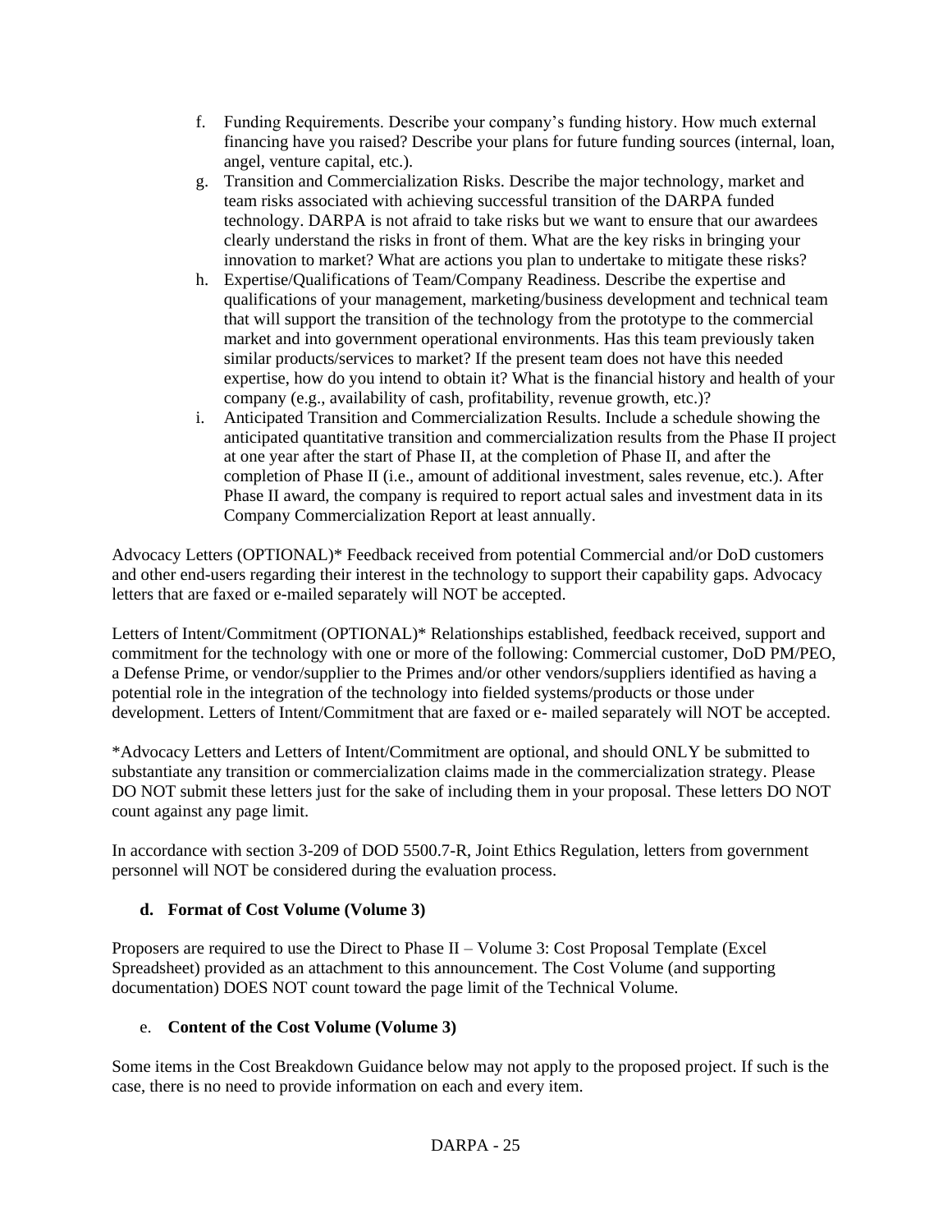f. Funding Requirements. Describe your company's funding history. How much external financing have you raised? Describe your plans for future funding sources (internal, loan, angel, venture capital, etc.).
g. Transition and Commercialization Risks. Describe the major technology, market and team risks associated with achieving successful transition of the DARPA funded technology. DARPA is not afraid to take risks but we want to ensure that our awardees clearly understand the risks in front of them. What are the key risks in bringing your innovation to market? What are actions you plan to undertake to mitigate these risks?
h. Expertise/Qualifications of Team/Company Readiness. Describe the expertise and qualifications of your management, marketing/business development and technical team that will support the transition of the technology from the prototype to the commercial market and into government operational environments. Has this team previously taken similar products/services to market? If the present team does not have this needed expertise, how do you intend to obtain it? What is the financial history and health of your company (e.g., availability of cash, profitability, revenue growth, etc.)?
i. Anticipated Transition and Commercialization Results. Include a schedule showing the anticipated quantitative transition and commercialization results from the Phase II project at one year after the start of Phase II, at the completion of Phase II, and after the completion of Phase II (i.e., amount of additional investment, sales revenue, etc.). After Phase II award, the company is required to report actual sales and investment data in its Company Commercialization Report at least annually.

Advocacy Letters (OPTIONAL)* Feedback received from potential Commercial and/or DoD customers and other end-users regarding their interest in the technology to support their capability gaps. Advocacy letters that are faxed or e-mailed separately will NOT be accepted.

Letters of Intent/Commitment (OPTIONAL)* Relationships established, feedback received, support and commitment for the technology with one or more of the following: Commercial customer, DoD PM/PEO, a Defense Prime, or vendor/supplier to the Primes and/or other vendors/suppliers identified as having a potential role in the integration of the technology into fielded systems/products or those under development. Letters of Intent/Commitment that are faxed or e- mailed separately will NOT be accepted.

*Advocacy Letters and Letters of Intent/Commitment are optional, and should ONLY be submitted to substantiate any transition or commercialization claims made in the commercialization strategy. Please DO NOT submit these letters just for the sake of including them in your proposal. These letters DO NOT count against any page limit.

In accordance with section 3-209 of DOD 5500.7-R, Joint Ethics Regulation, letters from government personnel will NOT be considered during the evaluation process.

### d. Format of Cost Volume (Volume 3)

Proposers are required to use the Direct to Phase II – Volume 3: Cost Proposal Template (Excel Spreadsheet) provided as an attachment to this announcement. The Cost Volume (and supporting documentation) DOES NOT count toward the page limit of the Technical Volume.

### e. Content of the Cost Volume (Volume 3)

Some items in the Cost Breakdown Guidance below may not apply to the proposed project. If such is the case, there is no need to provide information on each and every item.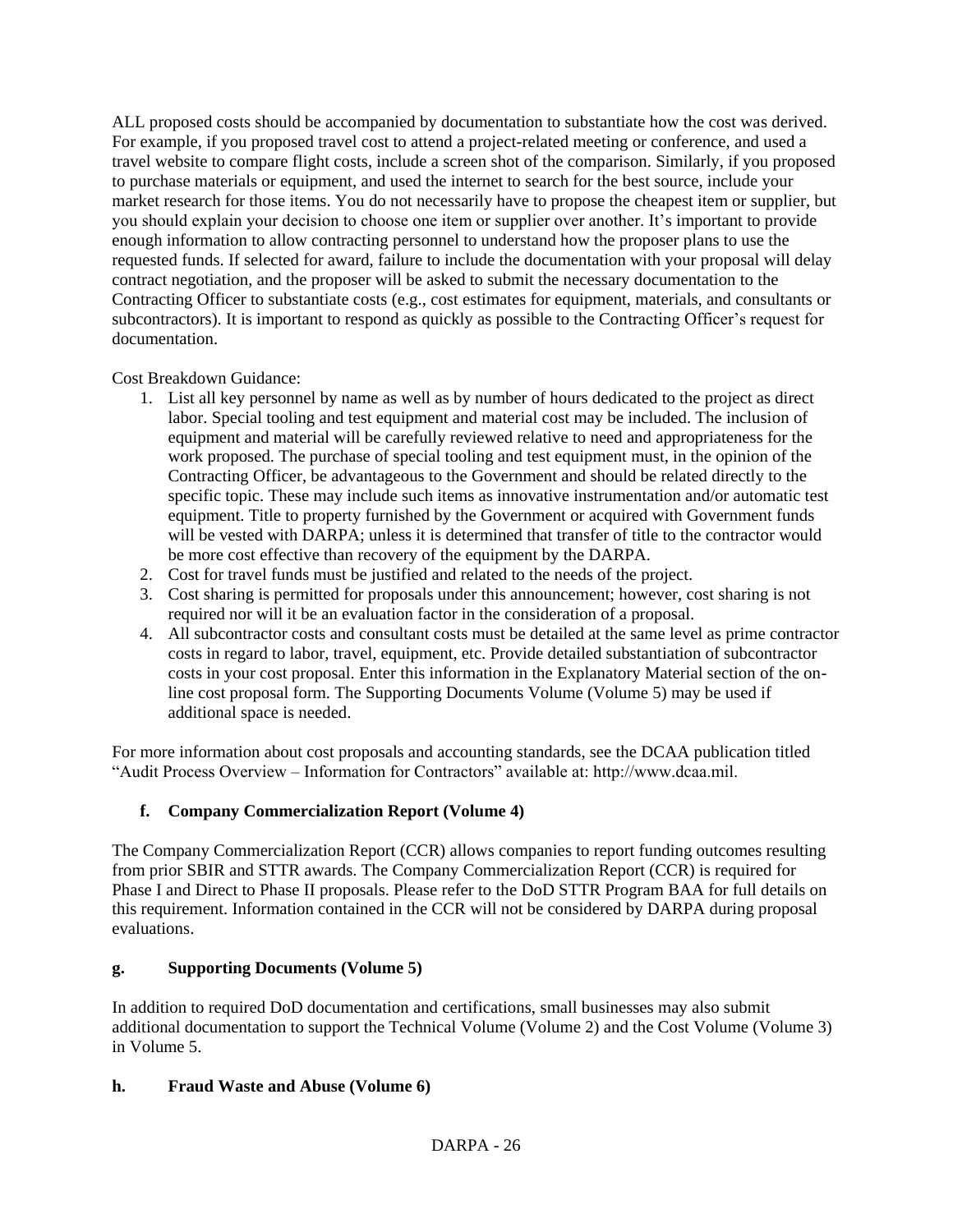ALL proposed costs should be accompanied by documentation to substantiate how the cost was derived. For example, if you proposed travel cost to attend a project-related meeting or conference, and used a travel website to compare flight costs, include a screen shot of the comparison. Similarly, if you proposed to purchase materials or equipment, and used the internet to search for the best source, include your market research for those items. You do not necessarily have to propose the cheapest item or supplier, but you should explain your decision to choose one item or supplier over another. It's important to provide enough information to allow contracting personnel to understand how the proposer plans to use the requested funds. If selected for award, failure to include the documentation with your proposal will delay contract negotiation, and the proposer will be asked to submit the necessary documentation to the Contracting Officer to substantiate costs (e.g., cost estimates for equipment, materials, and consultants or subcontractors). It is important to respond as quickly as possible to the Contracting Officer's request for documentation.

Cost Breakdown Guidance:

1. List all key personnel by name as well as by number of hours dedicated to the project as direct labor. Special tooling and test equipment and material cost may be included. The inclusion of equipment and material will be carefully reviewed relative to need and appropriateness for the work proposed. The purchase of special tooling and test equipment must, in the opinion of the Contracting Officer, be advantageous to the Government and should be related directly to the specific topic. These may include such items as innovative instrumentation and/or automatic test equipment. Title to property furnished by the Government or acquired with Government funds will be vested with DARPA; unless it is determined that transfer of title to the contractor would be more cost effective than recovery of the equipment by the DARPA.
2. Cost for travel funds must be justified and related to the needs of the project.
3. Cost sharing is permitted for proposals under this announcement; however, cost sharing is not required nor will it be an evaluation factor in the consideration of a proposal.
4. All subcontractor costs and consultant costs must be detailed at the same level as prime contractor costs in regard to labor, travel, equipment, etc. Provide detailed substantiation of subcontractor costs in your cost proposal. Enter this information in the Explanatory Material section of the on-line cost proposal form. The Supporting Documents Volume (Volume 5) may be used if additional space is needed.

For more information about cost proposals and accounting standards, see the DCAA publication titled "Audit Process Overview – Information for Contractors" available at: http://www.dcaa.mil.

### f. Company Commercialization Report (Volume 4)

The Company Commercialization Report (CCR) allows companies to report funding outcomes resulting from prior SBIR and STTR awards. The Company Commercialization Report (CCR) is required for Phase I and Direct to Phase II proposals. Please refer to the DoD STTR Program BAA for full details on this requirement. Information contained in the CCR will not be considered by DARPA during proposal evaluations.

### g. Supporting Documents (Volume 5)

In addition to required DoD documentation and certifications, small businesses may also submit additional documentation to support the Technical Volume (Volume 2) and the Cost Volume (Volume 3) in Volume 5.

### h. Fraud Waste and Abuse (Volume 6)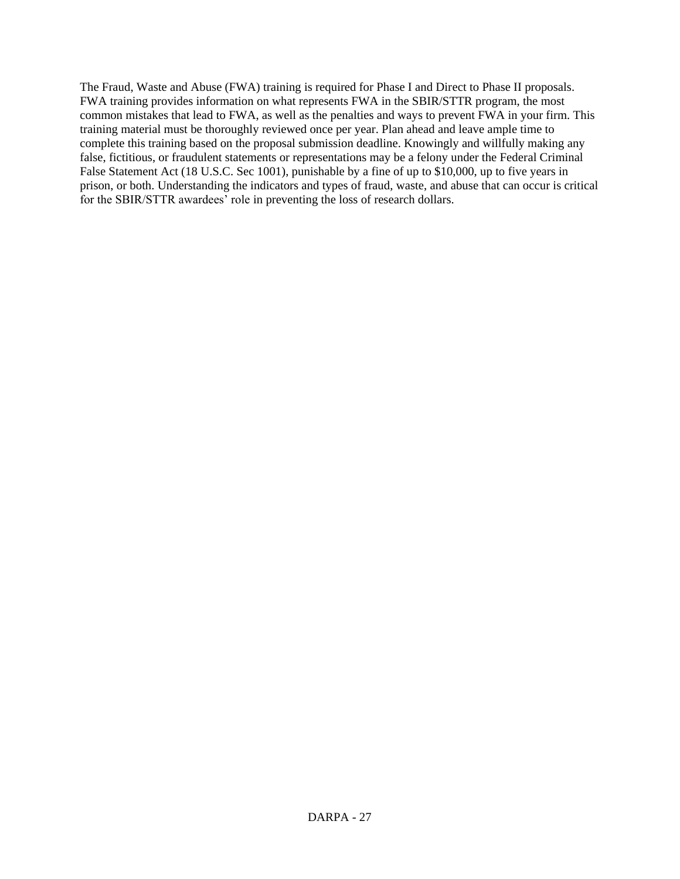The Fraud, Waste and Abuse (FWA) training is required for Phase I and Direct to Phase II proposals. FWA training provides information on what represents FWA in the SBIR/STTR program, the most common mistakes that lead to FWA, as well as the penalties and ways to prevent FWA in your firm. This training material must be thoroughly reviewed once per year. Plan ahead and leave ample time to complete this training based on the proposal submission deadline. Knowingly and willfully making any false, fictitious, or fraudulent statements or representations may be a felony under the Federal Criminal False Statement Act (18 U.S.C. Sec 1001), punishable by a fine of up to $10,000, up to five years in prison, or both. Understanding the indicators and types of fraud, waste, and abuse that can occur is critical for the SBIR/STTR awardees' role in preventing the loss of research dollars.